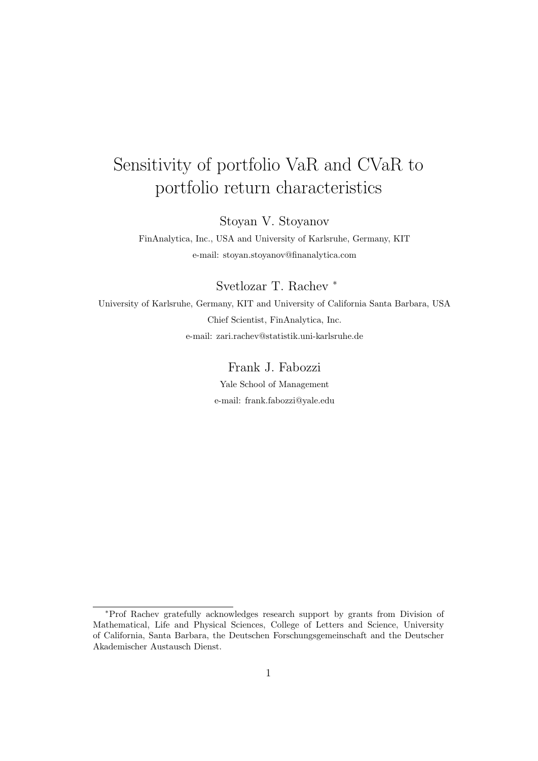# Sensitivity of portfolio VaR and CVaR to portfolio return characteristics

Stoyan V. Stoyanov

FinAnalytica, Inc., USA and University of Karlsruhe, Germany, KIT

e-mail: stoyan.stoyanov@finanalytica.com

Svetlozar T. Rachev *

University of Karlsruhe, Germany, KIT and University of California Santa Barbara, USA

Chief Scientist, FinAnalytica, Inc.

e-mail: zari.rachev@statistik.uni-karlsruhe.de

Frank J. Fabozzi

Yale School of Management

e-mail: frank.fabozzi@yale.edu

---

*Prof Rachev gratefully acknowledges research support by grants from Division of Mathematical, Life and Physical Sciences, College of Letters and Science, University of California, Santa Barbara, the Deutschen Forschungsgemeinschaft and the Deutscher Akademischer Austausch Dienst.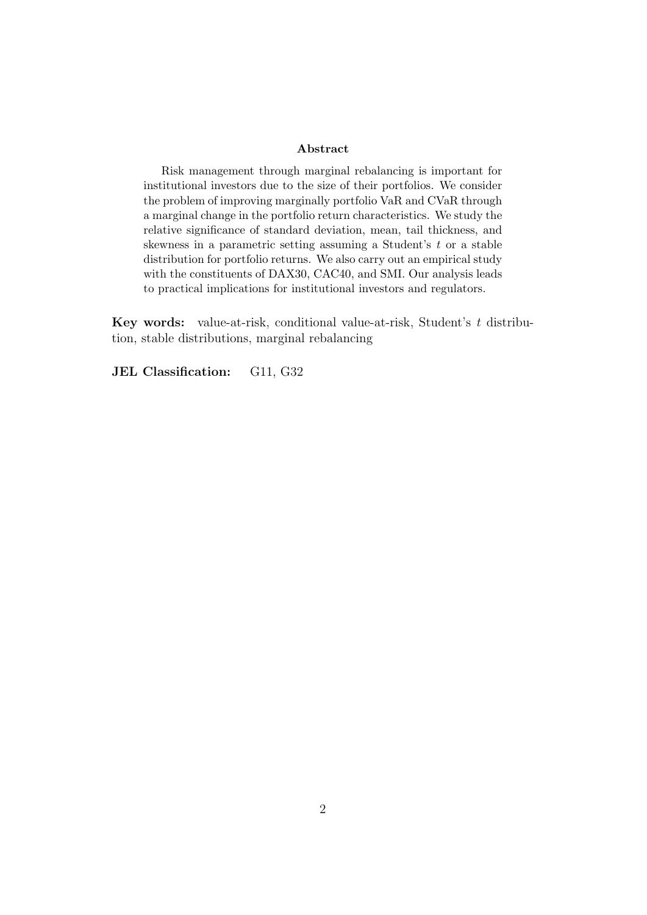## Abstract

Risk management through marginal rebalancing is important for institutional investors due to the size of their portfolios. We consider the problem of improving marginally portfolio VaR and CVaR through a marginal change in the portfolio return characteristics. We study the relative significance of standard deviation, mean, tail thickness, and skewness in a parametric setting assuming a Student's $t$ or a stable distribution for portfolio returns. We also carry out an empirical study with the constituents of DAX30, CAC40, and SMI. Our analysis leads to practical implications for institutional investors and regulators.

**Key words:** value-at-risk, conditional value-at-risk, Student's $t$ distribution, stable distributions, marginal rebalancing

**JEL Classification:** G11, G32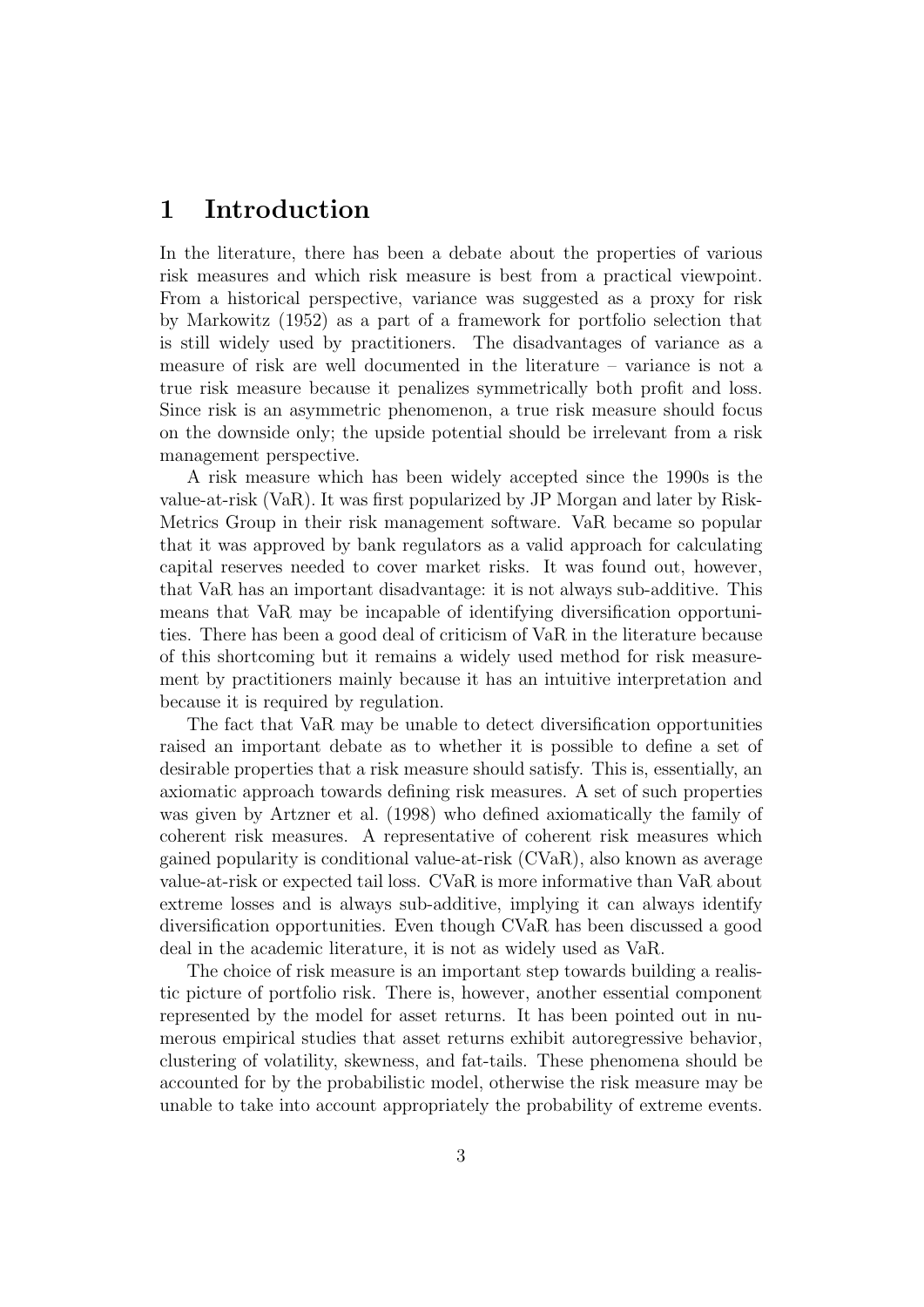# 1 Introduction

In the literature, there has been a debate about the properties of various risk measures and which risk measure is best from a practical viewpoint. From a historical perspective, variance was suggested as a proxy for risk by Markowitz (1952) as a part of a framework for portfolio selection that is still widely used by practitioners. The disadvantages of variance as a measure of risk are well documented in the literature – variance is not a true risk measure because it penalizes symmetrically both profit and loss. Since risk is an asymmetric phenomenon, a true risk measure should focus on the downside only; the upside potential should be irrelevant from a risk management perspective.

A risk measure which has been widely accepted since the 1990s is the value-at-risk (VaR). It was first popularized by JP Morgan and later by RiskMetrics Group in their risk management software. VaR became so popular that it was approved by bank regulators as a valid approach for calculating capital reserves needed to cover market risks. It was found out, however, that VaR has an important disadvantage: it is not always sub-additive. This means that VaR may be incapable of identifying diversification opportunities. There has been a good deal of criticism of VaR in the literature because of this shortcoming but it remains a widely used method for risk measurement by practitioners mainly because it has an intuitive interpretation and because it is required by regulation.

The fact that VaR may be unable to detect diversification opportunities raised an important debate as to whether it is possible to define a set of desirable properties that a risk measure should satisfy. This is, essentially, an axiomatic approach towards defining risk measures. A set of such properties was given by Artzner et al. (1998) who defined axiomatically the family of coherent risk measures. A representative of coherent risk measures which gained popularity is conditional value-at-risk (CVaR), also known as average value-at-risk or expected tail loss. CVaR is more informative than VaR about extreme losses and is always sub-additive, implying it can always identify diversification opportunities. Even though CVaR has been discussed a good deal in the academic literature, it is not as widely used as VaR.

The choice of risk measure is an important step towards building a realistic picture of portfolio risk. There is, however, another essential component represented by the model for asset returns. It has been pointed out in numerous empirical studies that asset returns exhibit autoregressive behavior, clustering of volatility, skewness, and fat-tails. These phenomena should be accounted for by the probabilistic model, otherwise the risk measure may be unable to take into account appropriately the probability of extreme events.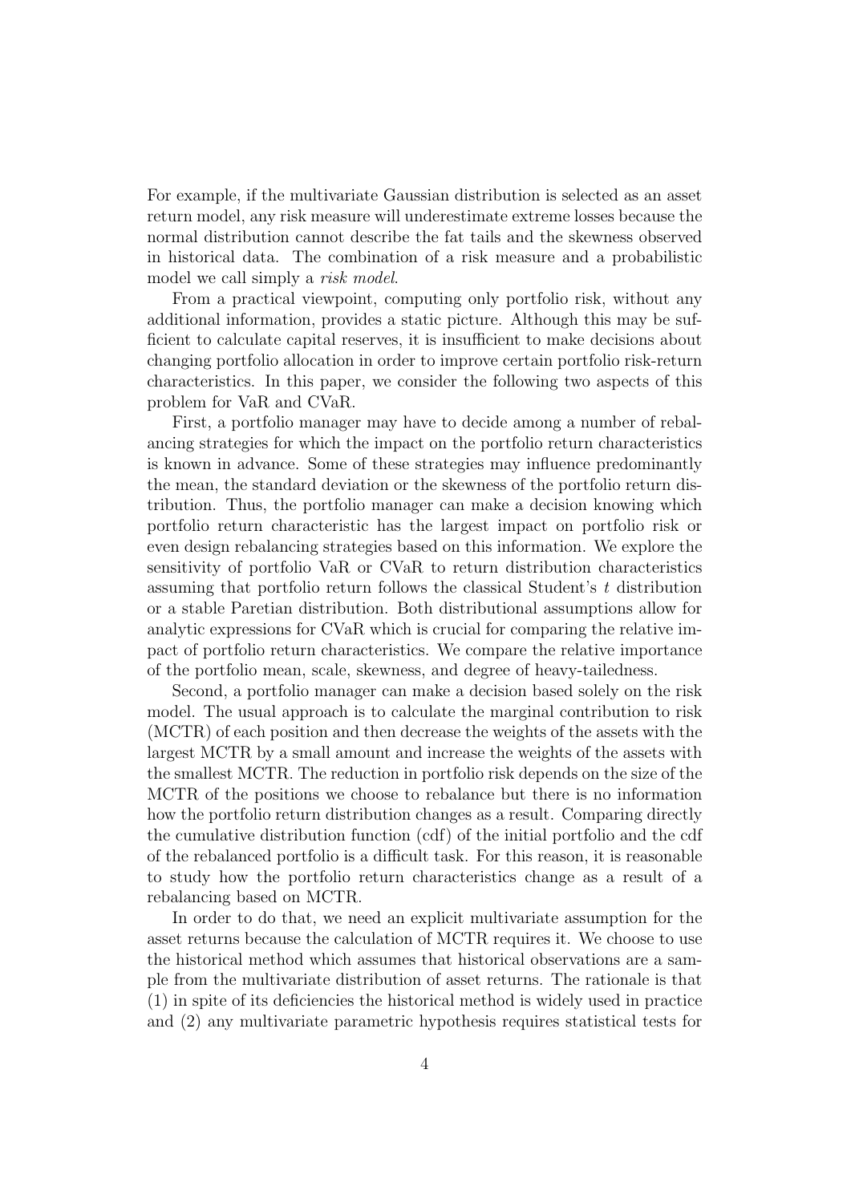For example, if the multivariate Gaussian distribution is selected as an asset return model, any risk measure will underestimate extreme losses because the normal distribution cannot describe the fat tails and the skewness observed in historical data. The combination of a risk measure and a probabilistic model we call simply a *risk model*.

From a practical viewpoint, computing only portfolio risk, without any additional information, provides a static picture. Although this may be sufficient to calculate capital reserves, it is insufficient to make decisions about changing portfolio allocation in order to improve certain portfolio risk-return characteristics. In this paper, we consider the following two aspects of this problem for VaR and CVaR.

First, a portfolio manager may have to decide among a number of rebalancing strategies for which the impact on the portfolio return characteristics is known in advance. Some of these strategies may influence predominantly the mean, the standard deviation or the skewness of the portfolio return distribution. Thus, the portfolio manager can make a decision knowing which portfolio return characteristic has the largest impact on portfolio risk or even design rebalancing strategies based on this information. We explore the sensitivity of portfolio VaR or CVaR to return distribution characteristics assuming that portfolio return follows the classical Student's $t$ distribution or a stable Paretian distribution. Both distributional assumptions allow for analytic expressions for CVaR which is crucial for comparing the relative impact of portfolio return characteristics. We compare the relative importance of the portfolio mean, scale, skewness, and degree of heavy-tailedness.

Second, a portfolio manager can make a decision based solely on the risk model. The usual approach is to calculate the marginal contribution to risk (MCTR) of each position and then decrease the weights of the assets with the largest MCTR by a small amount and increase the weights of the assets with the smallest MCTR. The reduction in portfolio risk depends on the size of the MCTR of the positions we choose to rebalance but there is no information how the portfolio return distribution changes as a result. Comparing directly the cumulative distribution function (cdf) of the initial portfolio and the cdf of the rebalanced portfolio is a difficult task. For this reason, it is reasonable to study how the portfolio return characteristics change as a result of a rebalancing based on MCTR.

In order to do that, we need an explicit multivariate assumption for the asset returns because the calculation of MCTR requires it. We choose to use the historical method which assumes that historical observations are a sample from the multivariate distribution of asset returns. The rationale is that (1) in spite of its deficiencies the historical method is widely used in practice and (2) any multivariate parametric hypothesis requires statistical tests for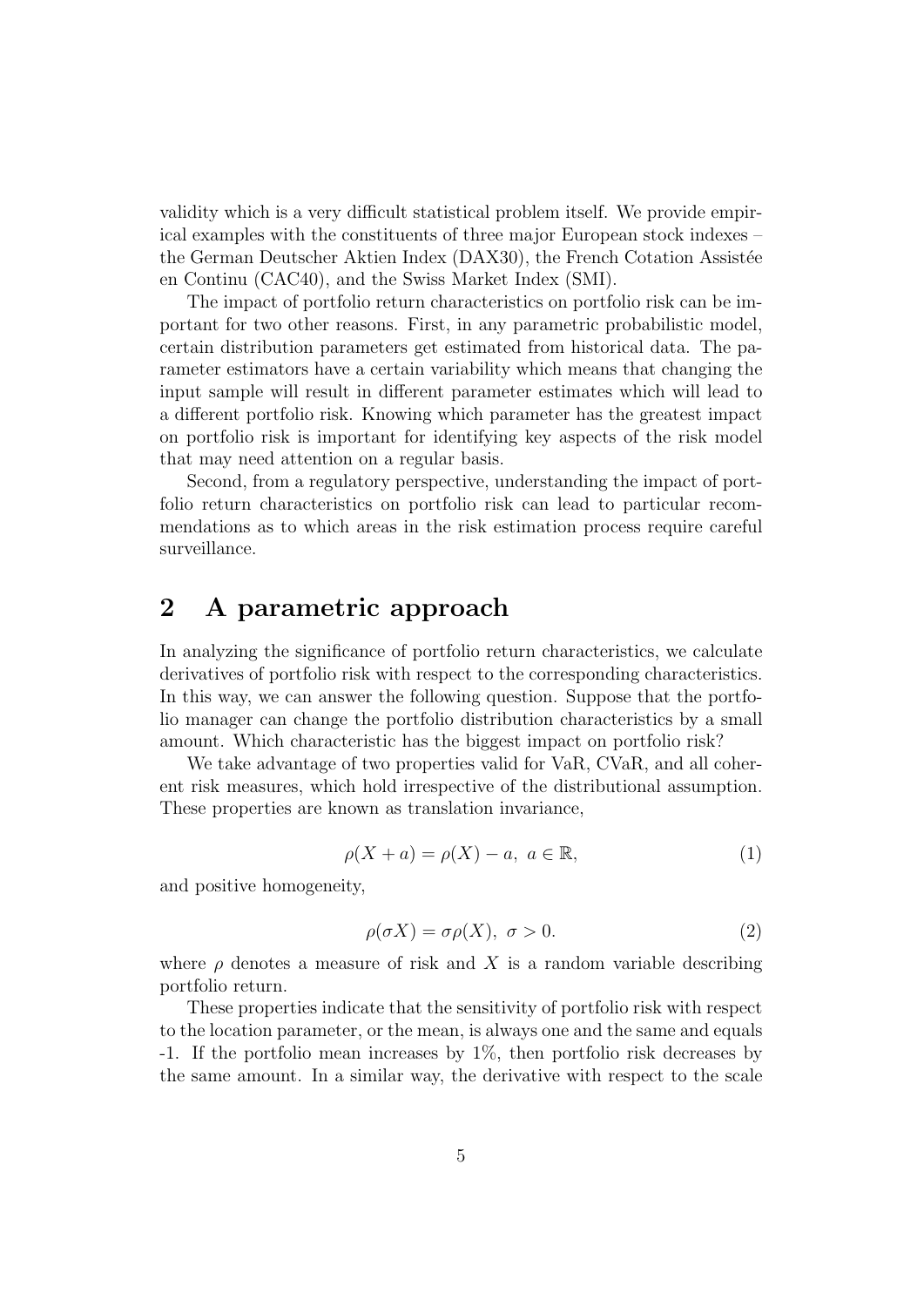validity which is a very difficult statistical problem itself. We provide empirical examples with the constituents of three major European stock indexes – the German Deutscher Aktien Index (DAX30), the French Cotation Assistée en Continu (CAC40), and the Swiss Market Index (SMI).

The impact of portfolio return characteristics on portfolio risk can be important for two other reasons. First, in any parametric probabilistic model, certain distribution parameters get estimated from historical data. The parameter estimators have a certain variability which means that changing the input sample will result in different parameter estimates which will lead to a different portfolio risk. Knowing which parameter has the greatest impact on portfolio risk is important for identifying key aspects of the risk model that may need attention on a regular basis.

Second, from a regulatory perspective, understanding the impact of portfolio return characteristics on portfolio risk can lead to particular recommendations as to which areas in the risk estimation process require careful surveillance.

## 2 A parametric approach

In analyzing the significance of portfolio return characteristics, we calculate derivatives of portfolio risk with respect to the corresponding characteristics. In this way, we can answer the following question. Suppose that the portfolio manager can change the portfolio distribution characteristics by a small amount. Which characteristic has the biggest impact on portfolio risk?

We take advantage of two properties valid for VaR, CVaR, and all coherent risk measures, which hold irrespective of the distributional assumption. These properties are known as translation invariance,

$$\rho(X + a) = \rho(X) - a, \; a \in \mathbb{R}, \tag{1}$$

and positive homogeneity,

$$\rho(\sigma X) = \sigma \rho(X), \; \sigma > 0. \tag{2}$$

where $\rho$ denotes a measure of risk and $X$ is a random variable describing portfolio return.

These properties indicate that the sensitivity of portfolio risk with respect to the location parameter, or the mean, is always one and the same and equals -1. If the portfolio mean increases by 1%, then portfolio risk decreases by the same amount. In a similar way, the derivative with respect to the scale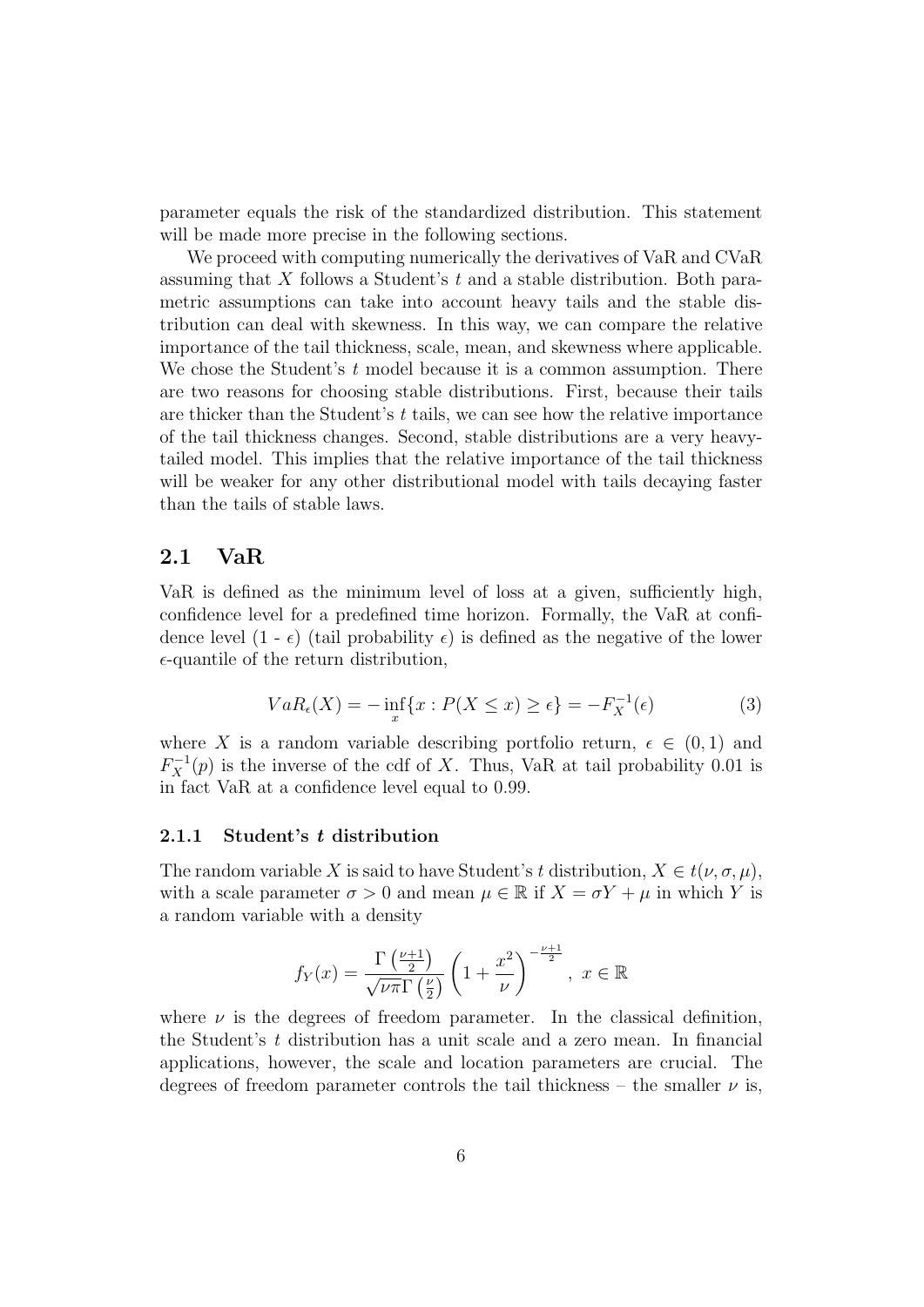parameter equals the risk of the standardized distribution. This statement will be made more precise in the following sections.

We proceed with computing numerically the derivatives of VaR and CVaR assuming that $X$ follows a Student's $t$ and a stable distribution. Both parametric assumptions can take into account heavy tails and the stable distribution can deal with skewness. In this way, we can compare the relative importance of the tail thickness, scale, mean, and skewness where applicable. We chose the Student's $t$ model because it is a common assumption. There are two reasons for choosing stable distributions. First, because their tails are thicker than the Student's $t$ tails, we can see how the relative importance of the tail thickness changes. Second, stable distributions are a very heavy-tailed model. This implies that the relative importance of the tail thickness will be weaker for any other distributional model with tails decaying faster than the tails of stable laws.

## 2.1 VaR

VaR is defined as the minimum level of loss at a given, sufficiently high, confidence level for a predefined time horizon. Formally, the VaR at confidence level (1 - $\epsilon$) (tail probability $\epsilon$) is defined as the negative of the lower $\epsilon$-quantile of the return distribution,

$$VaR_\epsilon(X) = -\inf_x \{x : P(X \leq x) \geq \epsilon\} = -F_X^{-1}(\epsilon) \tag{3}$$

where $X$ is a random variable describing portfolio return, $\epsilon \in (0, 1)$ and $F_X^{-1}(p)$ is the inverse of the cdf of $X$. Thus, VaR at tail probability 0.01 is in fact VaR at a confidence level equal to 0.99.

### 2.1.1 Student's $t$ distribution

The random variable $X$ is said to have Student's $t$ distribution, $X \in t(\nu, \sigma, \mu)$, with a scale parameter $\sigma > 0$ and mean $\mu \in \mathbb{R}$ if $X = \sigma Y + \mu$ in which $Y$ is a random variable with a density

$$f_Y(x) = \frac{\Gamma\left(\frac{\nu+1}{2}\right)}{\sqrt{\nu\pi}\,\Gamma\left(\frac{\nu}{2}\right)} \left(1 + \frac{x^2}{\nu}\right)^{-\frac{\nu+1}{2}}, \; x \in \mathbb{R}$$

where $\nu$ is the degrees of freedom parameter. In the classical definition, the Student's $t$ distribution has a unit scale and a zero mean. In financial applications, however, the scale and location parameters are crucial. The degrees of freedom parameter controls the tail thickness – the smaller $\nu$ is,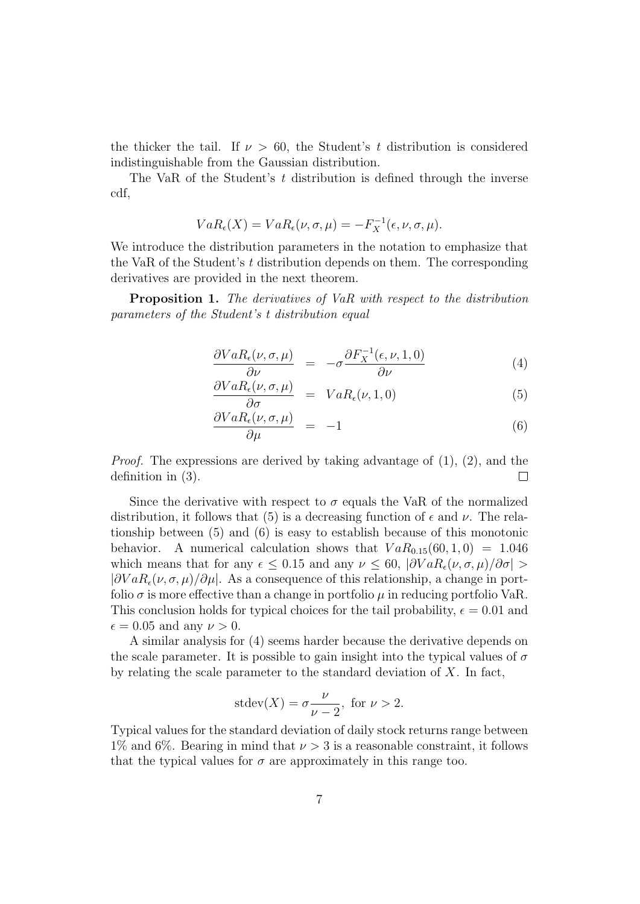the thicker the tail. If $\nu > 60$, the Student's $t$ distribution is considered indistinguishable from the Gaussian distribution.

The VaR of the Student's $t$ distribution is defined through the inverse cdf,

$$VaR_\epsilon(X) = VaR_\epsilon(\nu, \sigma, \mu) = -F_X^{-1}(\epsilon, \nu, \sigma, \mu).$$

We introduce the distribution parameters in the notation to emphasize that the VaR of the Student's $t$ distribution depends on them. The corresponding derivatives are provided in the next theorem.

**Proposition 1.** *The derivatives of VaR with respect to the distribution parameters of the Student's t distribution equal*

$$\frac{\partial VaR_\epsilon(\nu, \sigma, \mu)}{\partial \nu} = -\sigma \frac{\partial F_X^{-1}(\epsilon, \nu, 1, 0)}{\partial \nu} \quad (4)$$

$$\frac{\partial VaR_\epsilon(\nu, \sigma, \mu)}{\partial \sigma} = VaR_\epsilon(\nu, 1, 0) \quad (5)$$

$$\frac{\partial VaR_\epsilon(\nu, \sigma, \mu)}{\partial \mu} = -1 \quad (6)$$

*Proof.* The expressions are derived by taking advantage of (1), (2), and the definition in (3). □

Since the derivative with respect to $\sigma$ equals the VaR of the normalized distribution, it follows that (5) is a decreasing function of $\epsilon$ and $\nu$. The relationship between (5) and (6) is easy to establish because of this monotonic behavior. A numerical calculation shows that $VaR_{0.15}(60, 1, 0) = 1.046$ which means that for any $\epsilon \leq 0.15$ and any $\nu \leq 60$, $|\partial VaR_\epsilon(\nu, \sigma, \mu)/\partial\sigma| > |\partial VaR_\epsilon(\nu, \sigma, \mu)/\partial\mu|$. As a consequence of this relationship, a change in portfolio $\sigma$ is more effective than a change in portfolio $\mu$ in reducing portfolio VaR. This conclusion holds for typical choices for the tail probability, $\epsilon = 0.01$ and $\epsilon = 0.05$ and any $\nu > 0$.

A similar analysis for (4) seems harder because the derivative depends on the scale parameter. It is possible to gain insight into the typical values of $\sigma$ by relating the scale parameter to the standard deviation of $X$. In fact,

$$\text{stdev}(X) = \sigma \frac{\nu}{\nu - 2}, \text{ for } \nu > 2.$$

Typical values for the standard deviation of daily stock returns range between 1% and 6%. Bearing in mind that $\nu > 3$ is a reasonable constraint, it follows that the typical values for $\sigma$ are approximately in this range too.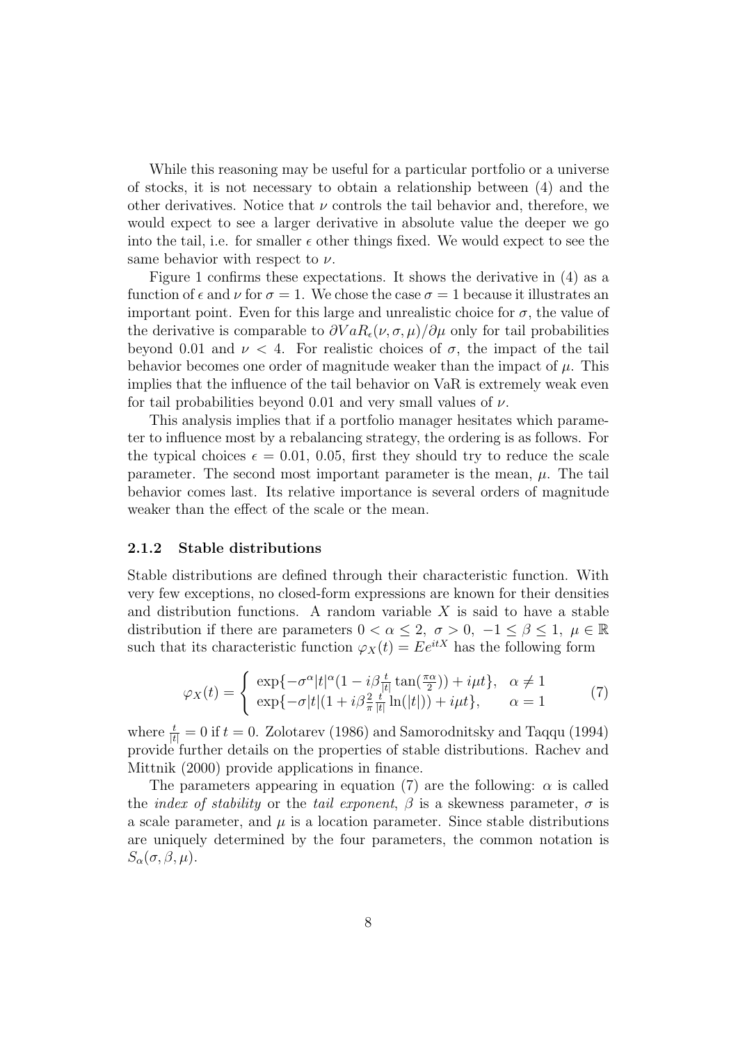While this reasoning may be useful for a particular portfolio or a universe of stocks, it is not necessary to obtain a relationship between (4) and the other derivatives. Notice that $\nu$ controls the tail behavior and, therefore, we would expect to see a larger derivative in absolute value the deeper we go into the tail, i.e. for smaller $\epsilon$ other things fixed. We would expect to see the same behavior with respect to $\nu$.

Figure 1 confirms these expectations. It shows the derivative in (4) as a function of $\epsilon$ and $\nu$ for $\sigma = 1$. We chose the case $\sigma = 1$ because it illustrates an important point. Even for this large and unrealistic choice for $\sigma$, the value of the derivative is comparable to $\partial VaR_\epsilon(\nu, \sigma, \mu)/\partial \mu$ only for tail probabilities beyond 0.01 and $\nu < 4$. For realistic choices of $\sigma$, the impact of the tail behavior becomes one order of magnitude weaker than the impact of $\mu$. This implies that the influence of the tail behavior on VaR is extremely weak even for tail probabilities beyond 0.01 and very small values of $\nu$.

This analysis implies that if a portfolio manager hesitates which parameter to influence most by a rebalancing strategy, the ordering is as follows. For the typical choices $\epsilon = 0.01,\ 0.05$, first they should try to reduce the scale parameter. The second most important parameter is the mean, $\mu$. The tail behavior comes last. Its relative importance is several orders of magnitude weaker than the effect of the scale or the mean.

### 2.1.2 Stable distributions

Stable distributions are defined through their characteristic function. With very few exceptions, no closed-form expressions are known for their densities and distribution functions. A random variable $X$ is said to have a stable distribution if there are parameters $0 < \alpha \leq 2,\ \sigma > 0,\ -1 \leq \beta \leq 1,\ \mu \in \mathbb{R}$ such that its characteristic function $\varphi_X(t) = Ee^{itX}$ has the following form

$$\varphi_X(t) = \begin{cases} \exp\{-\sigma^\alpha |t|^\alpha (1 - i\beta \frac{t}{|t|} \tan(\frac{\pi\alpha}{2})) + i\mu t\}, & \alpha \neq 1 \\ \exp\{-\sigma |t| (1 + i\beta \frac{2}{\pi} \frac{t}{|t|} \ln(|t|)) + i\mu t\}, & \alpha = 1 \end{cases} \tag{7}$$

where $\frac{t}{|t|} = 0$ if $t = 0$. Zolotarev (1986) and Samorodnitsky and Taqqu (1994) provide further details on the properties of stable distributions. Rachev and Mittnik (2000) provide applications in finance.

The parameters appearing in equation (7) are the following: $\alpha$ is called the *index of stability* or the *tail exponent*, $\beta$ is a skewness parameter, $\sigma$ is a scale parameter, and $\mu$ is a location parameter. Since stable distributions are uniquely determined by the four parameters, the common notation is $S_\alpha(\sigma, \beta, \mu)$.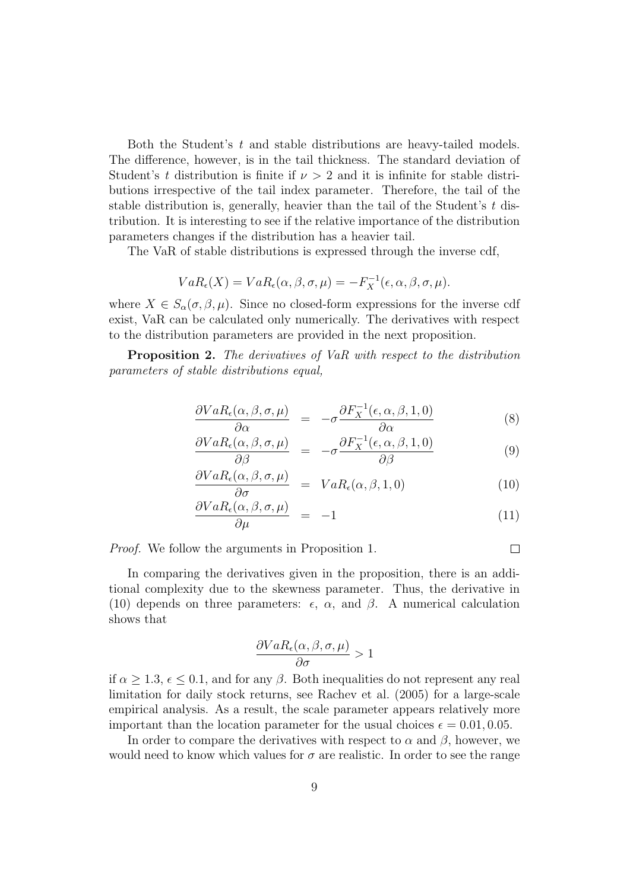Both the Student's $t$ and stable distributions are heavy-tailed models. The difference, however, is in the tail thickness. The standard deviation of Student's $t$ distribution is finite if $\nu > 2$ and it is infinite for stable distributions irrespective of the tail index parameter. Therefore, the tail of the stable distribution is, generally, heavier than the tail of the Student's $t$ distribution. It is interesting to see if the relative importance of the distribution parameters changes if the distribution has a heavier tail.

The VaR of stable distributions is expressed through the inverse cdf,

$$VaR_\epsilon(X) = VaR_\epsilon(\alpha, \beta, \sigma, \mu) = -F_X^{-1}(\epsilon, \alpha, \beta, \sigma, \mu).$$

where $X \in S_\alpha(\sigma, \beta, \mu)$. Since no closed-form expressions for the inverse cdf exist, VaR can be calculated only numerically. The derivatives with respect to the distribution parameters are provided in the next proposition.

**Proposition 2.** *The derivatives of VaR with respect to the distribution parameters of stable distributions equal,*

$$\frac{\partial VaR_\epsilon(\alpha, \beta, \sigma, \mu)}{\partial \alpha} = -\sigma \frac{\partial F_X^{-1}(\epsilon, \alpha, \beta, 1, 0)}{\partial \alpha} \tag{8}$$

$$\frac{\partial VaR_\epsilon(\alpha, \beta, \sigma, \mu)}{\partial \beta} = -\sigma \frac{\partial F_X^{-1}(\epsilon, \alpha, \beta, 1, 0)}{\partial \beta} \tag{9}$$

$$\frac{\partial VaR_\epsilon(\alpha, \beta, \sigma, \mu)}{\partial \sigma} = VaR_\epsilon(\alpha, \beta, 1, 0) \tag{10}$$

$$\frac{\partial VaR_\epsilon(\alpha, \beta, \sigma, \mu)}{\partial \mu} = -1 \tag{11}$$

*Proof.* We follow the arguments in Proposition 1. □

In comparing the derivatives given in the proposition, there is an additional complexity due to the skewness parameter. Thus, the derivative in (10) depends on three parameters: $\epsilon$, $\alpha$, and $\beta$. A numerical calculation shows that

$$\frac{\partial VaR_\epsilon(\alpha, \beta, \sigma, \mu)}{\partial \sigma} > 1$$

if $\alpha \geq 1.3$, $\epsilon \leq 0.1$, and for any $\beta$. Both inequalities do not represent any real limitation for daily stock returns, see Rachev et al. (2005) for a large-scale empirical analysis. As a result, the scale parameter appears relatively more important than the location parameter for the usual choices $\epsilon = 0.01, 0.05$.

In order to compare the derivatives with respect to $\alpha$ and $\beta$, however, we would need to know which values for $\sigma$ are realistic. In order to see the range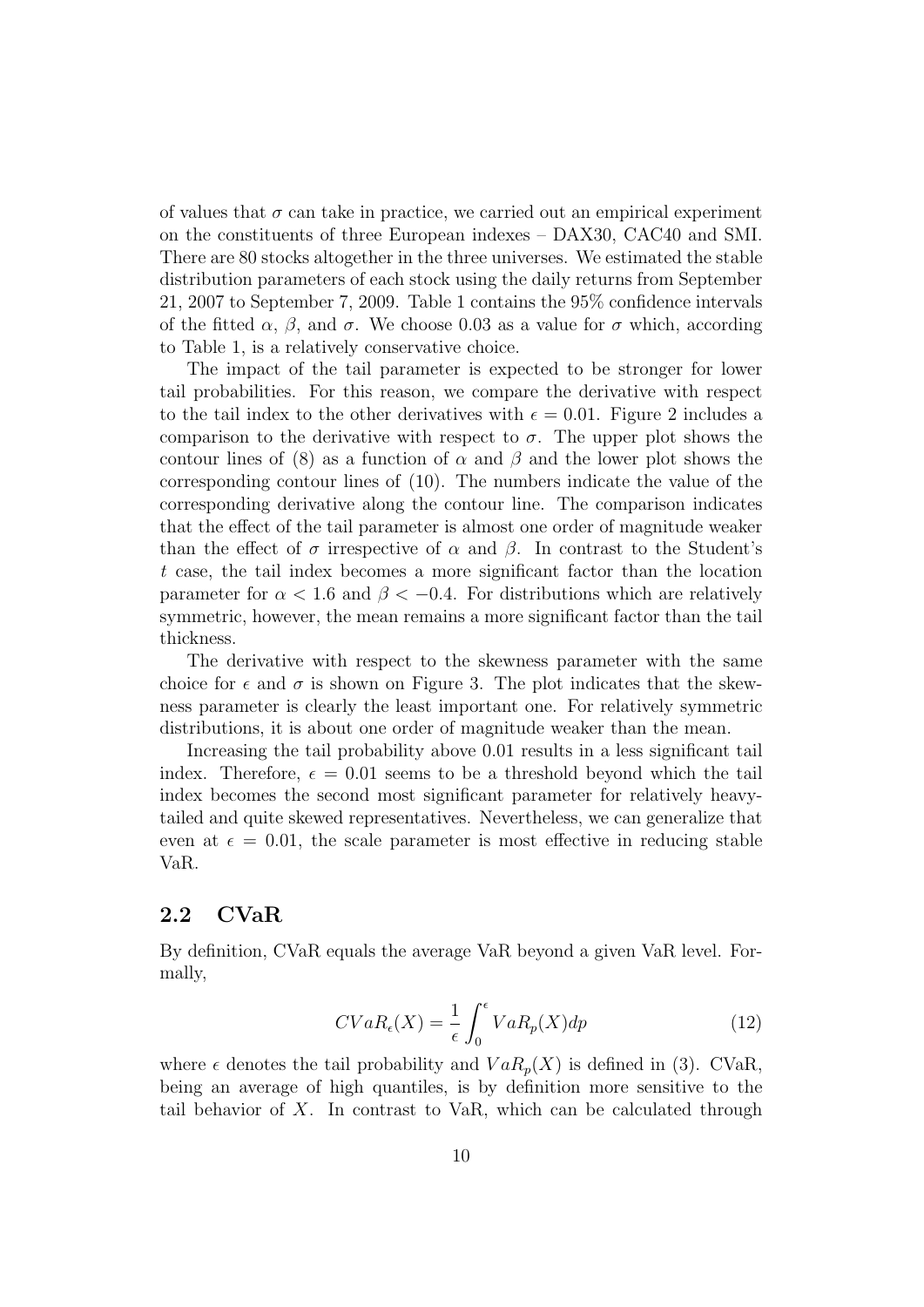of values that $\sigma$ can take in practice, we carried out an empirical experiment on the constituents of three European indexes – DAX30, CAC40 and SMI. There are 80 stocks altogether in the three universes. We estimated the stable distribution parameters of each stock using the daily returns from September 21, 2007 to September 7, 2009. Table 1 contains the 95% confidence intervals of the fitted $\alpha$, $\beta$, and $\sigma$. We choose 0.03 as a value for $\sigma$ which, according to Table 1, is a relatively conservative choice.

The impact of the tail parameter is expected to be stronger for lower tail probabilities. For this reason, we compare the derivative with respect to the tail index to the other derivatives with $\epsilon = 0.01$. Figure 2 includes a comparison to the derivative with respect to $\sigma$. The upper plot shows the contour lines of (8) as a function of $\alpha$ and $\beta$ and the lower plot shows the corresponding contour lines of (10). The numbers indicate the value of the corresponding derivative along the contour line. The comparison indicates that the effect of the tail parameter is almost one order of magnitude weaker than the effect of $\sigma$ irrespective of $\alpha$ and $\beta$. In contrast to the Student's $t$ case, the tail index becomes a more significant factor than the location parameter for $\alpha < 1.6$ and $\beta < -0.4$. For distributions which are relatively symmetric, however, the mean remains a more significant factor than the tail thickness.

The derivative with respect to the skewness parameter with the same choice for $\epsilon$ and $\sigma$ is shown on Figure 3. The plot indicates that the skewness parameter is clearly the least important one. For relatively symmetric distributions, it is about one order of magnitude weaker than the mean.

Increasing the tail probability above 0.01 results in a less significant tail index. Therefore, $\epsilon = 0.01$ seems to be a threshold beyond which the tail index becomes the second most significant parameter for relatively heavy-tailed and quite skewed representatives. Nevertheless, we can generalize that even at $\epsilon = 0.01$, the scale parameter is most effective in reducing stable VaR.

## 2.2 CVaR

By definition, CVaR equals the average VaR beyond a given VaR level. Formally,

$$CVaR_\epsilon(X) = \frac{1}{\epsilon}\int_0^\epsilon VaR_p(X)dp \tag{12}$$

where $\epsilon$ denotes the tail probability and $VaR_p(X)$ is defined in (3). CVaR, being an average of high quantiles, is by definition more sensitive to the tail behavior of $X$. In contrast to VaR, which can be calculated through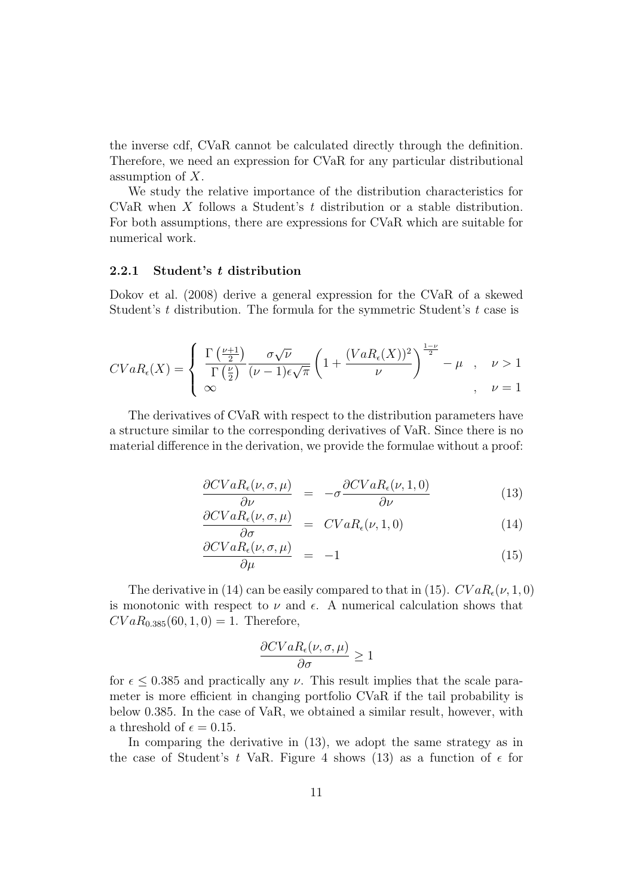the inverse cdf, CVaR cannot be calculated directly through the definition. Therefore, we need an expression for CVaR for any particular distributional assumption of $X$.

We study the relative importance of the distribution characteristics for CVaR when $X$ follows a Student's $t$ distribution or a stable distribution. For both assumptions, there are expressions for CVaR which are suitable for numerical work.

### 2.2.1 Student's $t$ distribution

Dokov et al. (2008) derive a general expression for the CVaR of a skewed Student's $t$ distribution. The formula for the symmetric Student's $t$ case is

$$CVaR_\epsilon(X) = \begin{cases} \dfrac{\Gamma\left(\frac{\nu+1}{2}\right)}{\Gamma\left(\frac{\nu}{2}\right)} \dfrac{\sigma\sqrt{\nu}}{(\nu-1)\epsilon\sqrt{\pi}} \left(1 + \dfrac{(VaR_\epsilon(X))^2}{\nu}\right)^{\frac{1-\nu}{2}} - \mu & , \quad \nu > 1 \\ \infty & , \quad \nu = 1 \end{cases}$$

The derivatives of CVaR with respect to the distribution parameters have a structure similar to the corresponding derivatives of VaR. Since there is no material difference in the derivation, we provide the formulae without a proof:

$$\frac{\partial CVaR_\epsilon(\nu,\sigma,\mu)}{\partial \nu} = -\sigma \frac{\partial CVaR_\epsilon(\nu,1,0)}{\partial \nu} \tag{13}$$

$$\frac{\partial CVaR_\epsilon(\nu,\sigma,\mu)}{\partial \sigma} = CVaR_\epsilon(\nu,1,0) \tag{14}$$

$$\frac{\partial CVaR_\epsilon(\nu,\sigma,\mu)}{\partial \mu} = -1 \tag{15}$$

The derivative in (14) can be easily compared to that in (15). $CVaR_\epsilon(\nu,1,0)$ is monotonic with respect to $\nu$ and $\epsilon$. A numerical calculation shows that $CVaR_{0.385}(60,1,0) = 1$. Therefore,

$$\frac{\partial CVaR_\epsilon(\nu,\sigma,\mu)}{\partial \sigma} \geq 1$$

for $\epsilon \leq 0.385$ and practically any $\nu$. This result implies that the scale parameter is more efficient in changing portfolio CVaR if the tail probability is below 0.385. In the case of VaR, we obtained a similar result, however, with a threshold of $\epsilon = 0.15$.

In comparing the derivative in (13), we adopt the same strategy as in the case of Student's $t$ VaR. Figure 4 shows (13) as a function of $\epsilon$ for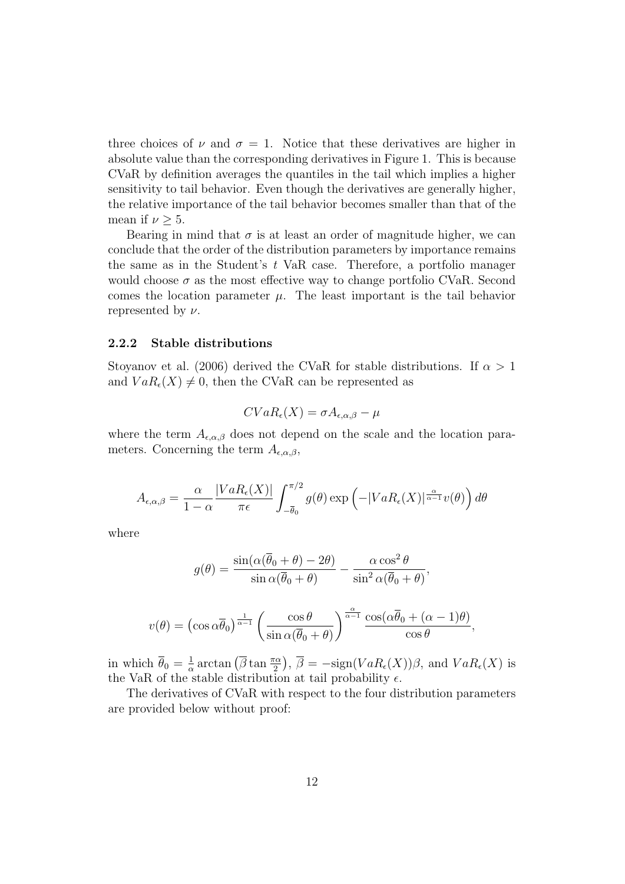three choices of $\nu$ and $\sigma = 1$. Notice that these derivatives are higher in absolute value than the corresponding derivatives in Figure 1. This is because CVaR by definition averages the quantiles in the tail which implies a higher sensitivity to tail behavior. Even though the derivatives are generally higher, the relative importance of the tail behavior becomes smaller than that of the mean if $\nu \geq 5$.

Bearing in mind that $\sigma$ is at least an order of magnitude higher, we can conclude that the order of the distribution parameters by importance remains the same as in the Student's $t$ VaR case. Therefore, a portfolio manager would choose $\sigma$ as the most effective way to change portfolio CVaR. Second comes the location parameter $\mu$. The least important is the tail behavior represented by $\nu$.

### 2.2.2 Stable distributions

Stoyanov et al. (2006) derived the CVaR for stable distributions. If $\alpha > 1$ and $VaR_\epsilon(X) \neq 0$, then the CVaR can be represented as

$$CVaR_\epsilon(X) = \sigma A_{\epsilon,\alpha,\beta} - \mu$$

where the term $A_{\epsilon,\alpha,\beta}$ does not depend on the scale and the location parameters. Concerning the term $A_{\epsilon,\alpha,\beta}$,

$$A_{\epsilon,\alpha,\beta} = \frac{\alpha}{1-\alpha} \frac{|VaR_\epsilon(X)|}{\pi\epsilon} \int_{-\overline{\theta}_0}^{\pi/2} g(\theta) \exp\left(-|VaR_\epsilon(X)|^{\frac{\alpha}{\alpha-1}} v(\theta)\right) d\theta$$

where

$$g(\theta) = \frac{\sin(\alpha(\overline{\theta}_0 + \theta) - 2\theta)}{\sin \alpha(\overline{\theta}_0 + \theta)} - \frac{\alpha \cos^2 \theta}{\sin^2 \alpha(\overline{\theta}_0 + \theta)},$$

$$v(\theta) = \left(\cos \alpha\overline{\theta}_0\right)^{\frac{1}{\alpha-1}} \left(\frac{\cos\theta}{\sin \alpha(\overline{\theta}_0 + \theta)}\right)^{\frac{\alpha}{\alpha-1}} \frac{\cos(\alpha\overline{\theta}_0 + (\alpha - 1)\theta)}{\cos\theta},$$

in which $\overline{\theta}_0 = \frac{1}{\alpha}\arctan\left(\overline{\beta}\tan\frac{\pi\alpha}{2}\right)$, $\overline{\beta} = -\text{sign}(VaR_\epsilon(X))\beta$, and $VaR_\epsilon(X)$ is the VaR of the stable distribution at tail probability $\epsilon$.

The derivatives of CVaR with respect to the four distribution parameters are provided below without proof: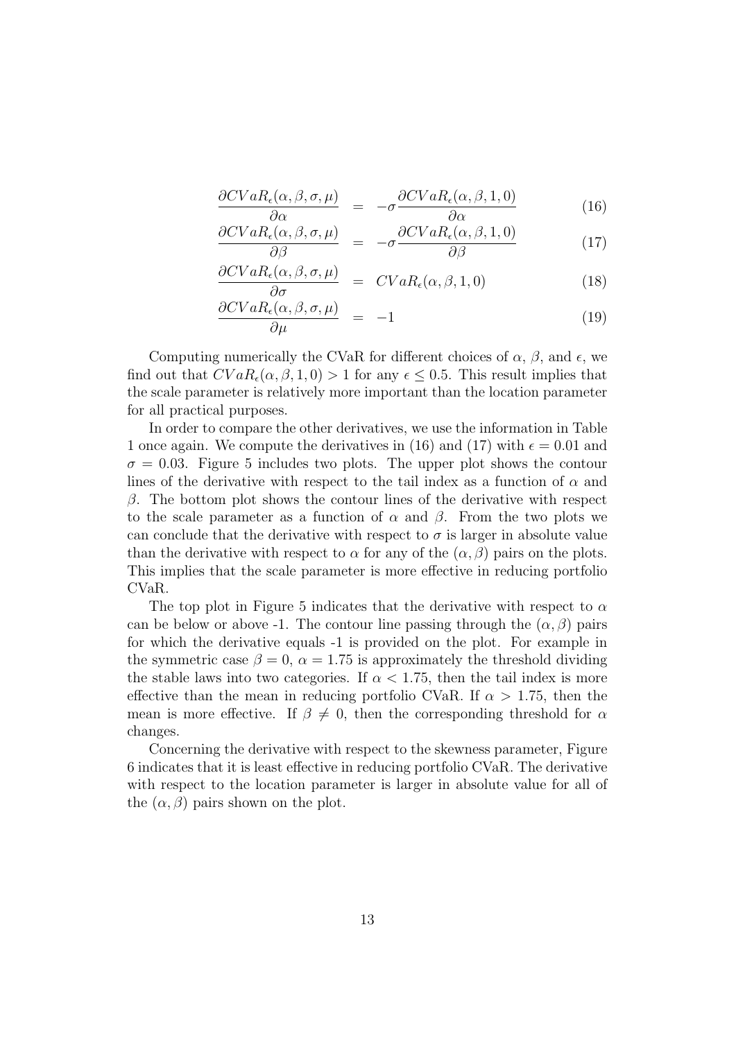$$\frac{\partial CVaR_\epsilon(\alpha,\beta,\sigma,\mu)}{\partial \alpha} = -\sigma \frac{\partial CVaR_\epsilon(\alpha,\beta,1,0)}{\partial \alpha} \tag{16}$$

$$\frac{\partial CVaR_\epsilon(\alpha,\beta,\sigma,\mu)}{\partial \beta} = -\sigma \frac{\partial CVaR_\epsilon(\alpha,\beta,1,0)}{\partial \beta} \tag{17}$$

$$\frac{\partial CVaR_\epsilon(\alpha,\beta,\sigma,\mu)}{\partial \sigma} = CVaR_\epsilon(\alpha,\beta,1,0) \tag{18}$$

$$\frac{\partial CVaR_\epsilon(\alpha,\beta,\sigma,\mu)}{\partial \mu} = -1 \tag{19}$$

Computing numerically the CVaR for different choices of $\alpha$, $\beta$, and $\epsilon$, we find out that $CVaR_\epsilon(\alpha,\beta,1,0) > 1$ for any $\epsilon \leq 0.5$. This result implies that the scale parameter is relatively more important than the location parameter for all practical purposes.

In order to compare the other derivatives, we use the information in Table 1 once again. We compute the derivatives in (16) and (17) with $\epsilon = 0.01$ and $\sigma = 0.03$. Figure 5 includes two plots. The upper plot shows the contour lines of the derivative with respect to the tail index as a function of $\alpha$ and $\beta$. The bottom plot shows the contour lines of the derivative with respect to the scale parameter as a function of $\alpha$ and $\beta$. From the two plots we can conclude that the derivative with respect to $\sigma$ is larger in absolute value than the derivative with respect to $\alpha$ for any of the $(\alpha,\beta)$ pairs on the plots. This implies that the scale parameter is more effective in reducing portfolio CVaR.

The top plot in Figure 5 indicates that the derivative with respect to $\alpha$ can be below or above -1. The contour line passing through the $(\alpha,\beta)$ pairs for which the derivative equals -1 is provided on the plot. For example in the symmetric case $\beta = 0$, $\alpha = 1.75$ is approximately the threshold dividing the stable laws into two categories. If $\alpha < 1.75$, then the tail index is more effective than the mean in reducing portfolio CVaR. If $\alpha > 1.75$, then the mean is more effective. If $\beta \neq 0$, then the corresponding threshold for $\alpha$ changes.

Concerning the derivative with respect to the skewness parameter, Figure 6 indicates that it is least effective in reducing portfolio CVaR. The derivative with respect to the location parameter is larger in absolute value for all of the $(\alpha,\beta)$ pairs shown on the plot.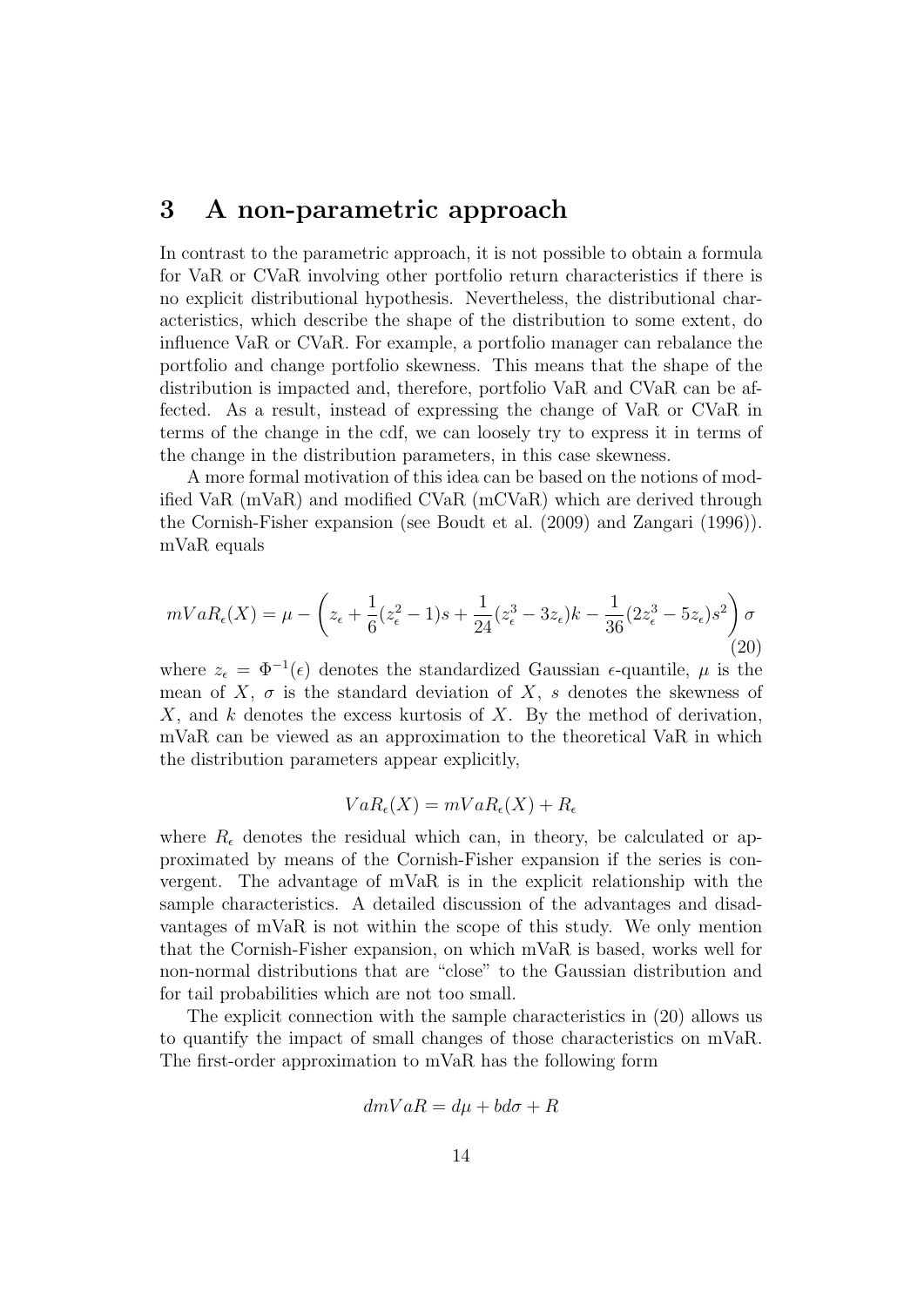## 3 A non-parametric approach

In contrast to the parametric approach, it is not possible to obtain a formula for VaR or CVaR involving other portfolio return characteristics if there is no explicit distributional hypothesis. Nevertheless, the distributional characteristics, which describe the shape of the distribution to some extent, do influence VaR or CVaR. For example, a portfolio manager can rebalance the portfolio and change portfolio skewness. This means that the shape of the distribution is impacted and, therefore, portfolio VaR and CVaR can be affected. As a result, instead of expressing the change of VaR or CVaR in terms of the change in the cdf, we can loosely try to express it in terms of the change in the distribution parameters, in this case skewness.

A more formal motivation of this idea can be based on the notions of modified VaR (mVaR) and modified CVaR (mCVaR) which are derived through the Cornish-Fisher expansion (see Boudt et al. (2009) and Zangari (1996)). mVaR equals

$$mVaR_\epsilon(X) = \mu - \left( z_\epsilon + \frac{1}{6}(z_\epsilon^2 - 1)s + \frac{1}{24}(z_\epsilon^3 - 3z_\epsilon)k - \frac{1}{36}(2z_\epsilon^3 - 5z_\epsilon)s^2 \right)\sigma \tag{20}$$

where $z_\epsilon = \Phi^{-1}(\epsilon)$ denotes the standardized Gaussian $\epsilon$-quantile, $\mu$ is the mean of $X$, $\sigma$ is the standard deviation of $X$, $s$ denotes the skewness of $X$, and $k$ denotes the excess kurtosis of $X$. By the method of derivation, mVaR can be viewed as an approximation to the theoretical VaR in which the distribution parameters appear explicitly,

$$VaR_\epsilon(X) = mVaR_\epsilon(X) + R_\epsilon$$

where $R_\epsilon$ denotes the residual which can, in theory, be calculated or approximated by means of the Cornish-Fisher expansion if the series is convergent. The advantage of mVaR is in the explicit relationship with the sample characteristics. A detailed discussion of the advantages and disadvantages of mVaR is not within the scope of this study. We only mention that the Cornish-Fisher expansion, on which mVaR is based, works well for non-normal distributions that are "close" to the Gaussian distribution and for tail probabilities which are not too small.

The explicit connection with the sample characteristics in (20) allows us to quantify the impact of small changes of those characteristics on mVaR. The first-order approximation to mVaR has the following form

$$dmVaR = d\mu + bd\sigma + R$$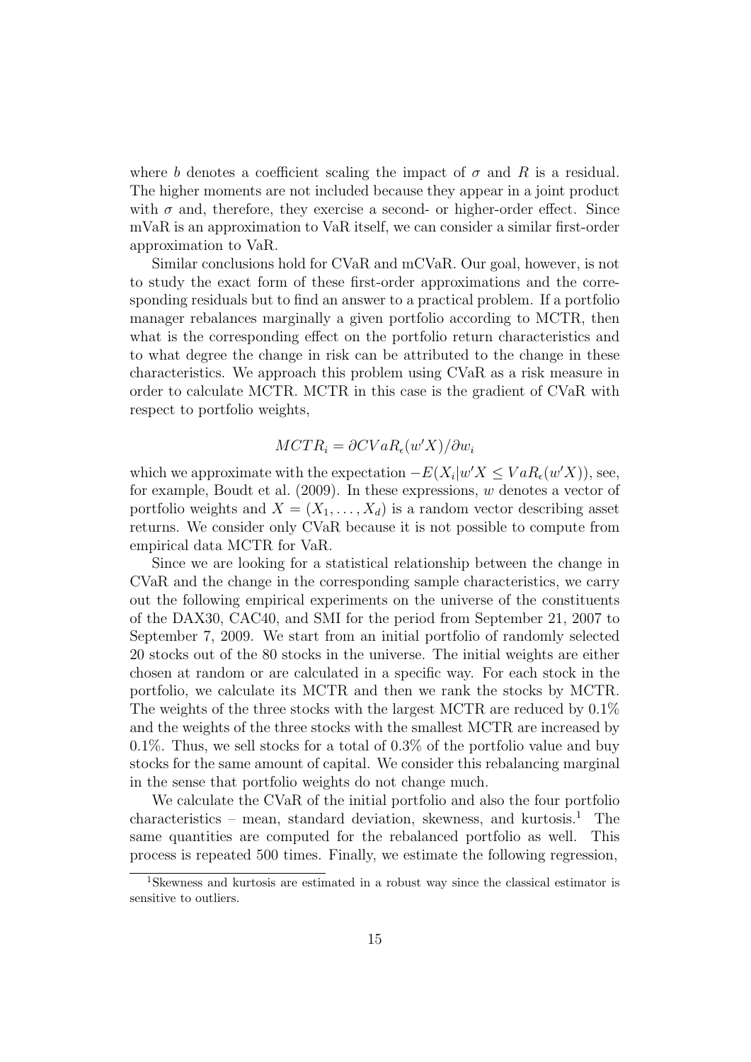where $b$ denotes a coefficient scaling the impact of $\sigma$ and $R$ is a residual. The higher moments are not included because they appear in a joint product with $\sigma$ and, therefore, they exercise a second- or higher-order effect. Since mVaR is an approximation to VaR itself, we can consider a similar first-order approximation to VaR.

Similar conclusions hold for CVaR and mCVaR. Our goal, however, is not to study the exact form of these first-order approximations and the corresponding residuals but to find an answer to a practical problem. If a portfolio manager rebalances marginally a given portfolio according to MCTR, then what is the corresponding effect on the portfolio return characteristics and to what degree the change in risk can be attributed to the change in these characteristics. We approach this problem using CVaR as a risk measure in order to calculate MCTR. MCTR in this case is the gradient of CVaR with respect to portfolio weights,

$$MCTR_i = \partial CVaR_\epsilon(w'X)/\partial w_i$$

which we approximate with the expectation $-E(X_i | w'X \leq VaR_\epsilon(w'X))$, see, for example, Boudt et al. (2009). In these expressions, $w$ denotes a vector of portfolio weights and $X = (X_1, \ldots, X_d)$ is a random vector describing asset returns. We consider only CVaR because it is not possible to compute from empirical data MCTR for VaR.

Since we are looking for a statistical relationship between the change in CVaR and the change in the corresponding sample characteristics, we carry out the following empirical experiments on the universe of the constituents of the DAX30, CAC40, and SMI for the period from September 21, 2007 to September 7, 2009. We start from an initial portfolio of randomly selected 20 stocks out of the 80 stocks in the universe. The initial weights are either chosen at random or are calculated in a specific way. For each stock in the portfolio, we calculate its MCTR and then we rank the stocks by MCTR. The weights of the three stocks with the largest MCTR are reduced by 0.1% and the weights of the three stocks with the smallest MCTR are increased by 0.1%. Thus, we sell stocks for a total of 0.3% of the portfolio value and buy stocks for the same amount of capital. We consider this rebalancing marginal in the sense that portfolio weights do not change much.

We calculate the CVaR of the initial portfolio and also the four portfolio characteristics – mean, standard deviation, skewness, and kurtosis.[1] The same quantities are computed for the rebalanced portfolio as well. This process is repeated 500 times. Finally, we estimate the following regression,

[1] Skewness and kurtosis are estimated in a robust way since the classical estimator is sensitive to outliers.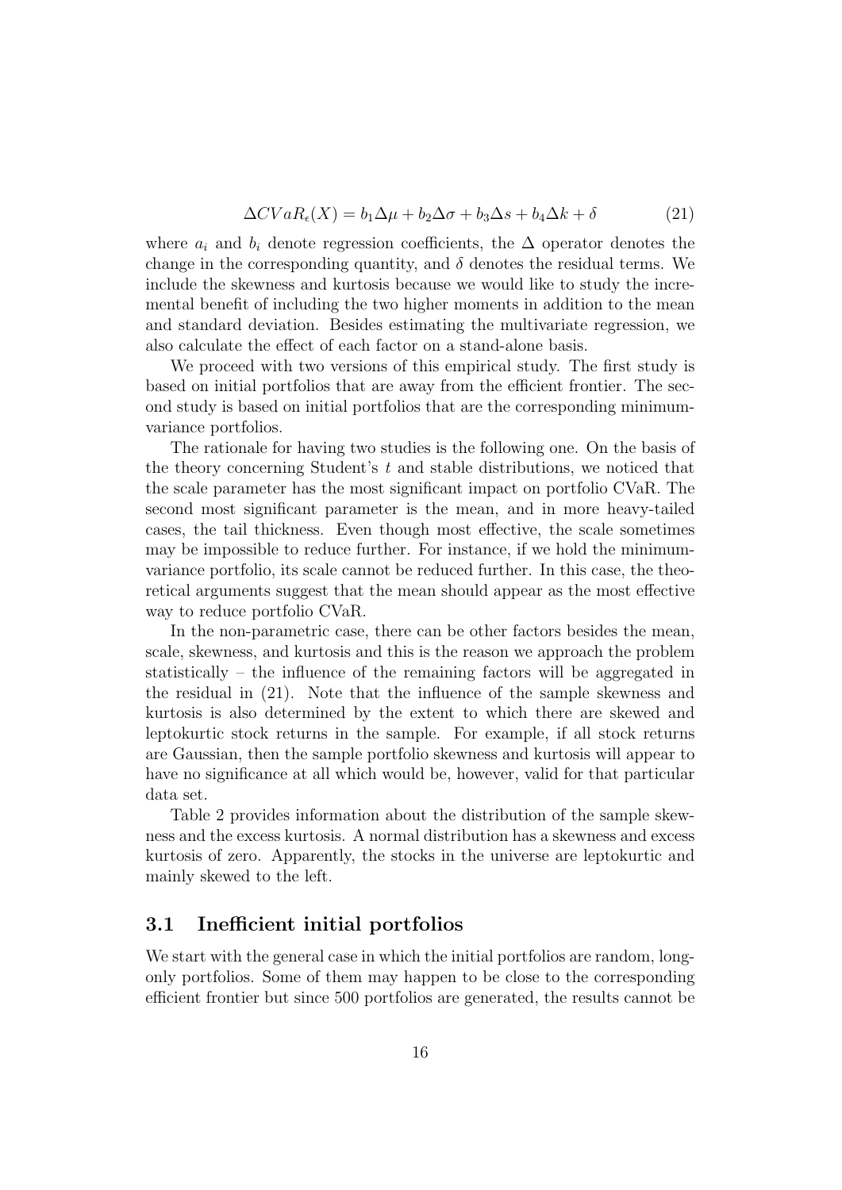$$\Delta CVaR_{\epsilon}(X) = b_1 \Delta\mu + b_2 \Delta\sigma + b_3 \Delta s + b_4 \Delta k + \delta \tag{21}$$

where $a_i$ and $b_i$ denote regression coefficients, the $\Delta$ operator denotes the change in the corresponding quantity, and $\delta$ denotes the residual terms. We include the skewness and kurtosis because we would like to study the incremental benefit of including the two higher moments in addition to the mean and standard deviation. Besides estimating the multivariate regression, we also calculate the effect of each factor on a stand-alone basis.

We proceed with two versions of this empirical study. The first study is based on initial portfolios that are away from the efficient frontier. The second study is based on initial portfolios that are the corresponding minimum-variance portfolios.

The rationale for having two studies is the following one. On the basis of the theory concerning Student's $t$ and stable distributions, we noticed that the scale parameter has the most significant impact on portfolio CVaR. The second most significant parameter is the mean, and in more heavy-tailed cases, the tail thickness. Even though most effective, the scale sometimes may be impossible to reduce further. For instance, if we hold the minimum-variance portfolio, its scale cannot be reduced further. In this case, the theoretical arguments suggest that the mean should appear as the most effective way to reduce portfolio CVaR.

In the non-parametric case, there can be other factors besides the mean, scale, skewness, and kurtosis and this is the reason we approach the problem statistically – the influence of the remaining factors will be aggregated in the residual in (21). Note that the influence of the sample skewness and kurtosis is also determined by the extent to which there are skewed and leptokurtic stock returns in the sample. For example, if all stock returns are Gaussian, then the sample portfolio skewness and kurtosis will appear to have no significance at all which would be, however, valid for that particular data set.

Table 2 provides information about the distribution of the sample skewness and the excess kurtosis. A normal distribution has a skewness and excess kurtosis of zero. Apparently, the stocks in the universe are leptokurtic and mainly skewed to the left.

## 3.1 Inefficient initial portfolios

We start with the general case in which the initial portfolios are random, long-only portfolios. Some of them may happen to be close to the corresponding efficient frontier but since 500 portfolios are generated, the results cannot be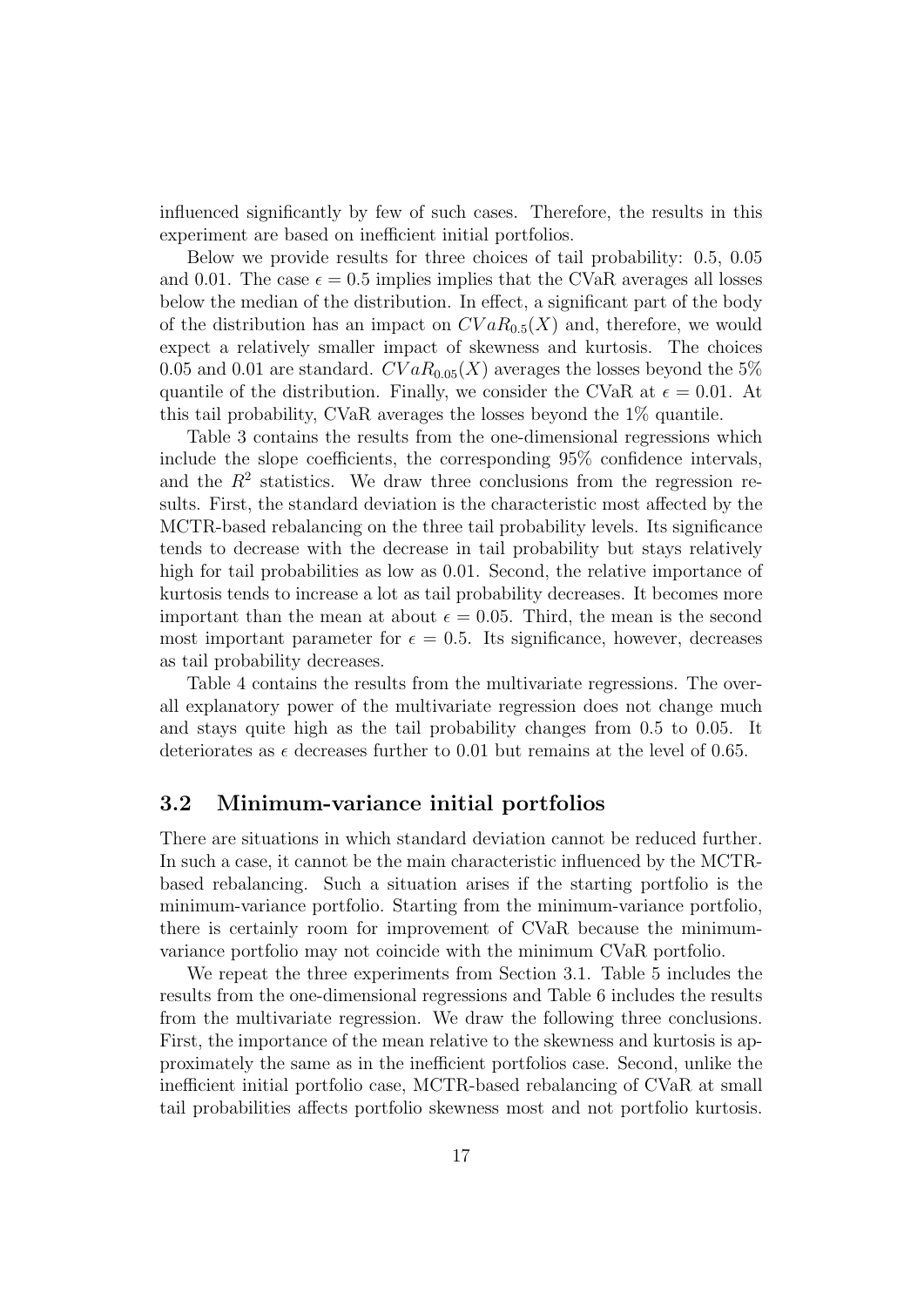influenced significantly by few of such cases. Therefore, the results in this experiment are based on inefficient initial portfolios.

Below we provide results for three choices of tail probability: 0.5, 0.05 and 0.01. The case $\epsilon = 0.5$ implies implies that the CVaR averages all losses below the median of the distribution. In effect, a significant part of the body of the distribution has an impact on $CVaR_{0.5}(X)$ and, therefore, we would expect a relatively smaller impact of skewness and kurtosis. The choices 0.05 and 0.01 are standard. $CVaR_{0.05}(X)$ averages the losses beyond the 5% quantile of the distribution. Finally, we consider the CVaR at $\epsilon = 0.01$. At this tail probability, CVaR averages the losses beyond the 1% quantile.

Table 3 contains the results from the one-dimensional regressions which include the slope coefficients, the corresponding 95% confidence intervals, and the $R^2$ statistics. We draw three conclusions from the regression results. First, the standard deviation is the characteristic most affected by the MCTR-based rebalancing on the three tail probability levels. Its significance tends to decrease with the decrease in tail probability but stays relatively high for tail probabilities as low as 0.01. Second, the relative importance of kurtosis tends to increase a lot as tail probability decreases. It becomes more important than the mean at about $\epsilon = 0.05$. Third, the mean is the second most important parameter for $\epsilon = 0.5$. Its significance, however, decreases as tail probability decreases.

Table 4 contains the results from the multivariate regressions. The overall explanatory power of the multivariate regression does not change much and stays quite high as the tail probability changes from 0.5 to 0.05. It deteriorates as $\epsilon$ decreases further to 0.01 but remains at the level of 0.65.

## 3.2 Minimum-variance initial portfolios

There are situations in which standard deviation cannot be reduced further. In such a case, it cannot be the main characteristic influenced by the MCTR-based rebalancing. Such a situation arises if the starting portfolio is the minimum-variance portfolio. Starting from the minimum-variance portfolio, there is certainly room for improvement of CVaR because the minimum-variance portfolio may not coincide with the minimum CVaR portfolio.

We repeat the three experiments from Section 3.1. Table 5 includes the results from the one-dimensional regressions and Table 6 includes the results from the multivariate regression. We draw the following three conclusions. First, the importance of the mean relative to the skewness and kurtosis is approximately the same as in the inefficient portfolios case. Second, unlike the inefficient initial portfolio case, MCTR-based rebalancing of CVaR at small tail probabilities affects portfolio skewness most and not portfolio kurtosis.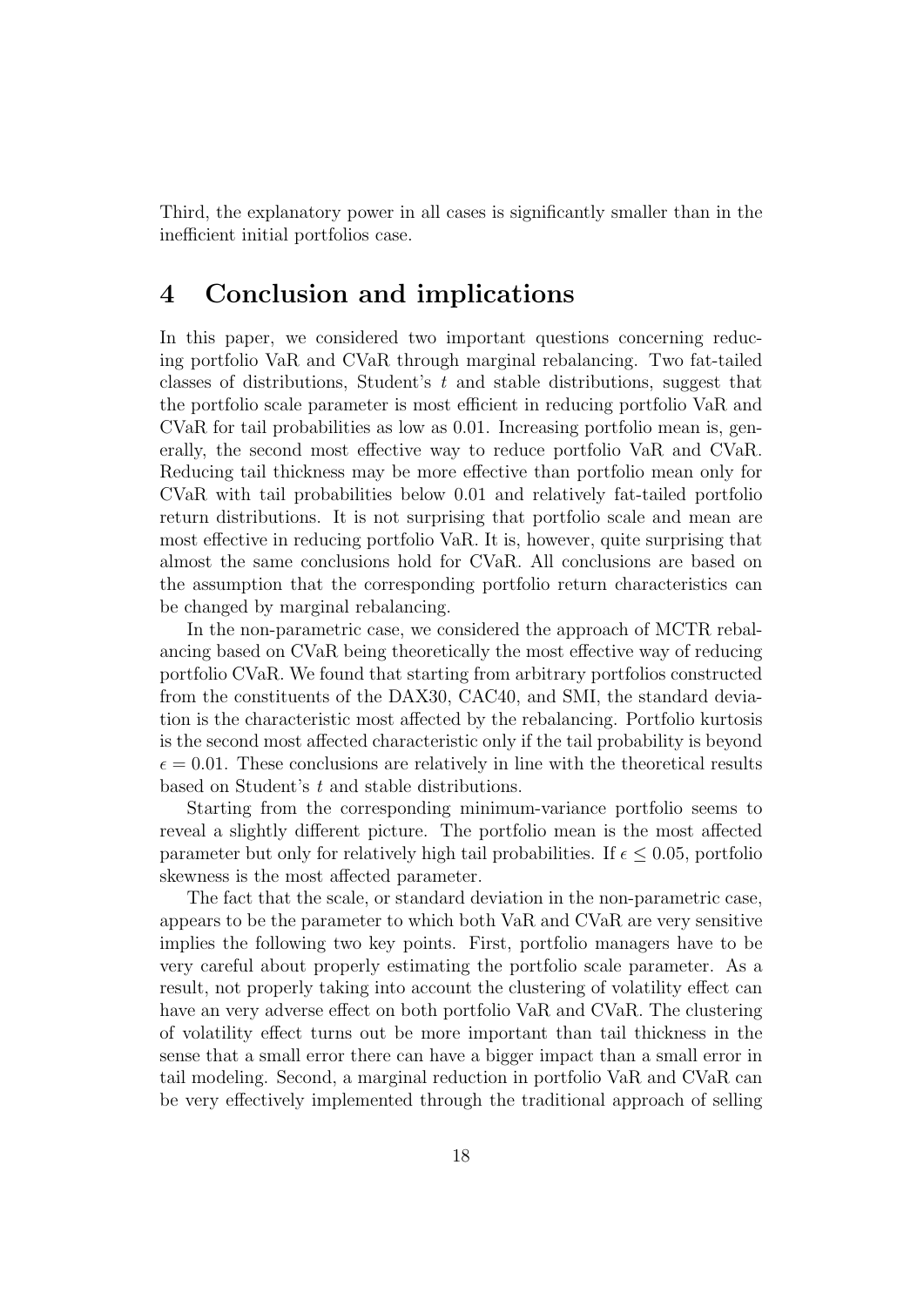Third, the explanatory power in all cases is significantly smaller than in the inefficient initial portfolios case.

# 4 Conclusion and implications

In this paper, we considered two important questions concerning reducing portfolio VaR and CVaR through marginal rebalancing. Two fat-tailed classes of distributions, Student's $t$ and stable distributions, suggest that the portfolio scale parameter is most efficient in reducing portfolio VaR and CVaR for tail probabilities as low as 0.01. Increasing portfolio mean is, generally, the second most effective way to reduce portfolio VaR and CVaR. Reducing tail thickness may be more effective than portfolio mean only for CVaR with tail probabilities below 0.01 and relatively fat-tailed portfolio return distributions. It is not surprising that portfolio scale and mean are most effective in reducing portfolio VaR. It is, however, quite surprising that almost the same conclusions hold for CVaR. All conclusions are based on the assumption that the corresponding portfolio return characteristics can be changed by marginal rebalancing.

In the non-parametric case, we considered the approach of MCTR rebalancing based on CVaR being theoretically the most effective way of reducing portfolio CVaR. We found that starting from arbitrary portfolios constructed from the constituents of the DAX30, CAC40, and SMI, the standard deviation is the characteristic most affected by the rebalancing. Portfolio kurtosis is the second most affected characteristic only if the tail probability is beyond $\epsilon = 0.01$. These conclusions are relatively in line with the theoretical results based on Student's $t$ and stable distributions.

Starting from the corresponding minimum-variance portfolio seems to reveal a slightly different picture. The portfolio mean is the most affected parameter but only for relatively high tail probabilities. If $\epsilon \leq 0.05$, portfolio skewness is the most affected parameter.

The fact that the scale, or standard deviation in the non-parametric case, appears to be the parameter to which both VaR and CVaR are very sensitive implies the following two key points. First, portfolio managers have to be very careful about properly estimating the portfolio scale parameter. As a result, not properly taking into account the clustering of volatility effect can have an very adverse effect on both portfolio VaR and CVaR. The clustering of volatility effect turns out be more important than tail thickness in the sense that a small error there can have a bigger impact than a small error in tail modeling. Second, a marginal reduction in portfolio VaR and CVaR can be very effectively implemented through the traditional approach of selling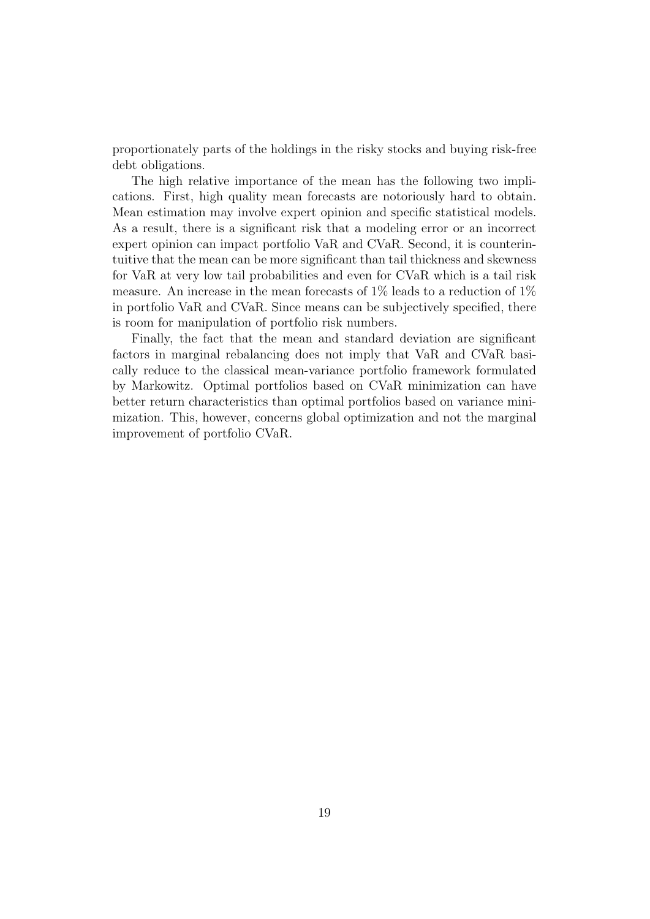proportionately parts of the holdings in the risky stocks and buying risk-free debt obligations.

The high relative importance of the mean has the following two implications. First, high quality mean forecasts are notoriously hard to obtain. Mean estimation may involve expert opinion and specific statistical models. As a result, there is a significant risk that a modeling error or an incorrect expert opinion can impact portfolio VaR and CVaR. Second, it is counterintuitive that the mean can be more significant than tail thickness and skewness for VaR at very low tail probabilities and even for CVaR which is a tail risk measure. An increase in the mean forecasts of 1% leads to a reduction of 1% in portfolio VaR and CVaR. Since means can be subjectively specified, there is room for manipulation of portfolio risk numbers.

Finally, the fact that the mean and standard deviation are significant factors in marginal rebalancing does not imply that VaR and CVaR basically reduce to the classical mean-variance portfolio framework formulated by Markowitz. Optimal portfolios based on CVaR minimization can have better return characteristics than optimal portfolios based on variance minimization. This, however, concerns global optimization and not the marginal improvement of portfolio CVaR.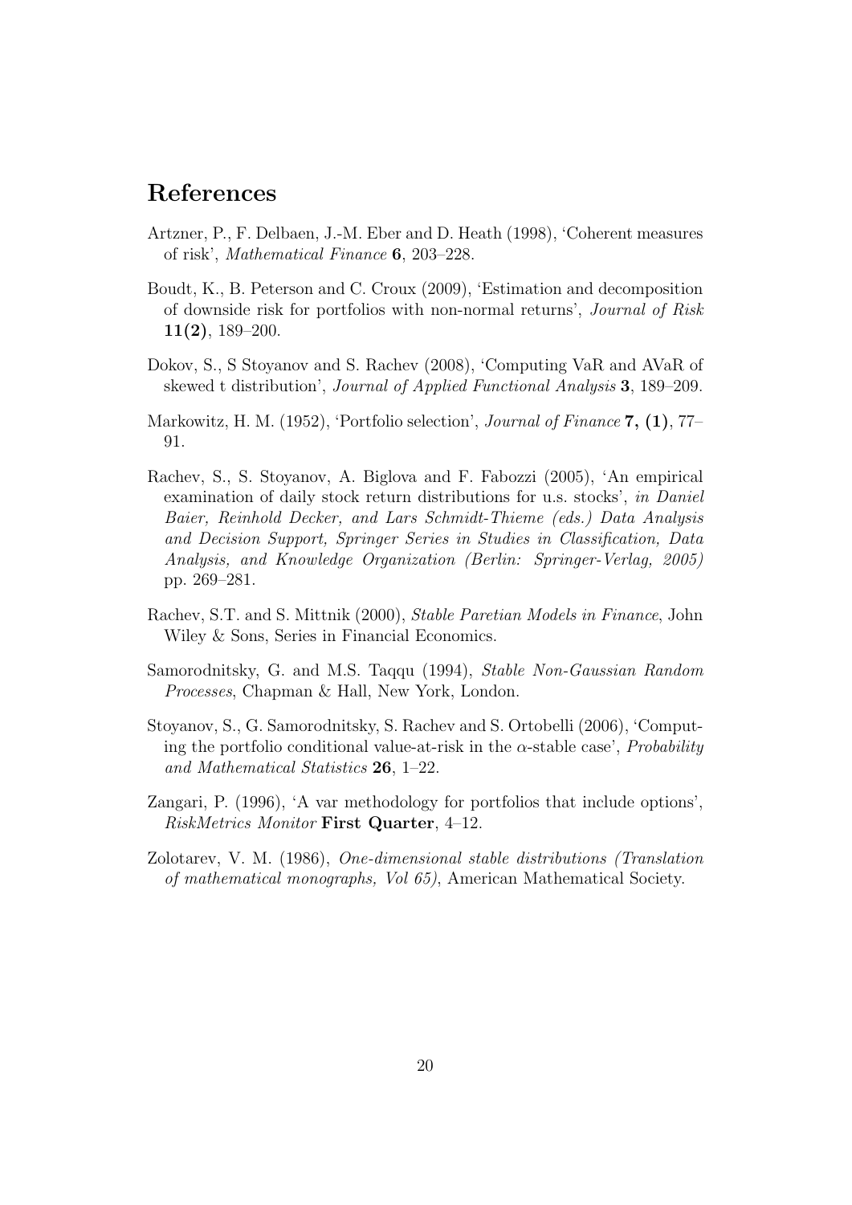## References

Artzner, P., F. Delbaen, J.-M. Eber and D. Heath (1998), 'Coherent measures of risk', *Mathematical Finance* **6**, 203–228.

Boudt, K., B. Peterson and C. Croux (2009), 'Estimation and decomposition of downside risk for portfolios with non-normal returns', *Journal of Risk* **11(2)**, 189–200.

Dokov, S., S Stoyanov and S. Rachev (2008), 'Computing VaR and AVaR of skewed t distribution', *Journal of Applied Functional Analysis* **3**, 189–209.

Markowitz, H. M. (1952), 'Portfolio selection', *Journal of Finance* **7, (1)**, 77–91.

Rachev, S., S. Stoyanov, A. Biglova and F. Fabozzi (2005), 'An empirical examination of daily stock return distributions for u.s. stocks', *in Daniel Baier, Reinhold Decker, and Lars Schmidt-Thieme (eds.) Data Analysis and Decision Support, Springer Series in Studies in Classification, Data Analysis, and Knowledge Organization (Berlin: Springer-Verlag, 2005)* pp. 269–281.

Rachev, S.T. and S. Mittnik (2000), *Stable Paretian Models in Finance*, John Wiley & Sons, Series in Financial Economics.

Samorodnitsky, G. and M.S. Taqqu (1994), *Stable Non-Gaussian Random Processes*, Chapman & Hall, New York, London.

Stoyanov, S., G. Samorodnitsky, S. Rachev and S. Ortobelli (2006), 'Computing the portfolio conditional value-at-risk in the $\alpha$-stable case', *Probability and Mathematical Statistics* **26**, 1–22.

Zangari, P. (1996), 'A var methodology for portfolios that include options', *RiskMetrics Monitor* **First Quarter**, 4–12.

Zolotarev, V. M. (1986), *One-dimensional stable distributions (Translation of mathematical monographs, Vol 65)*, American Mathematical Society.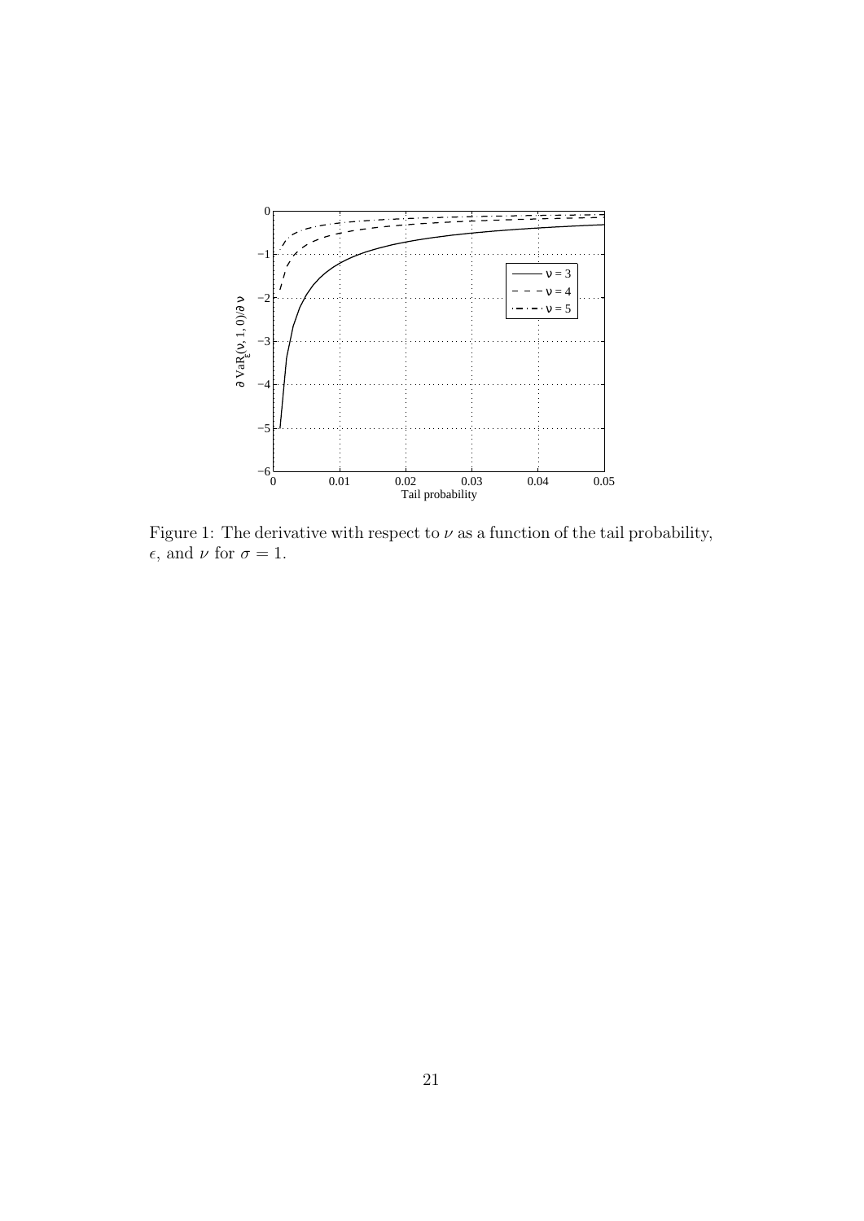Figure 1: The derivative with respect to $\nu$ as a function of the tail probability, $\epsilon$, and $\nu$ for $\sigma = 1$.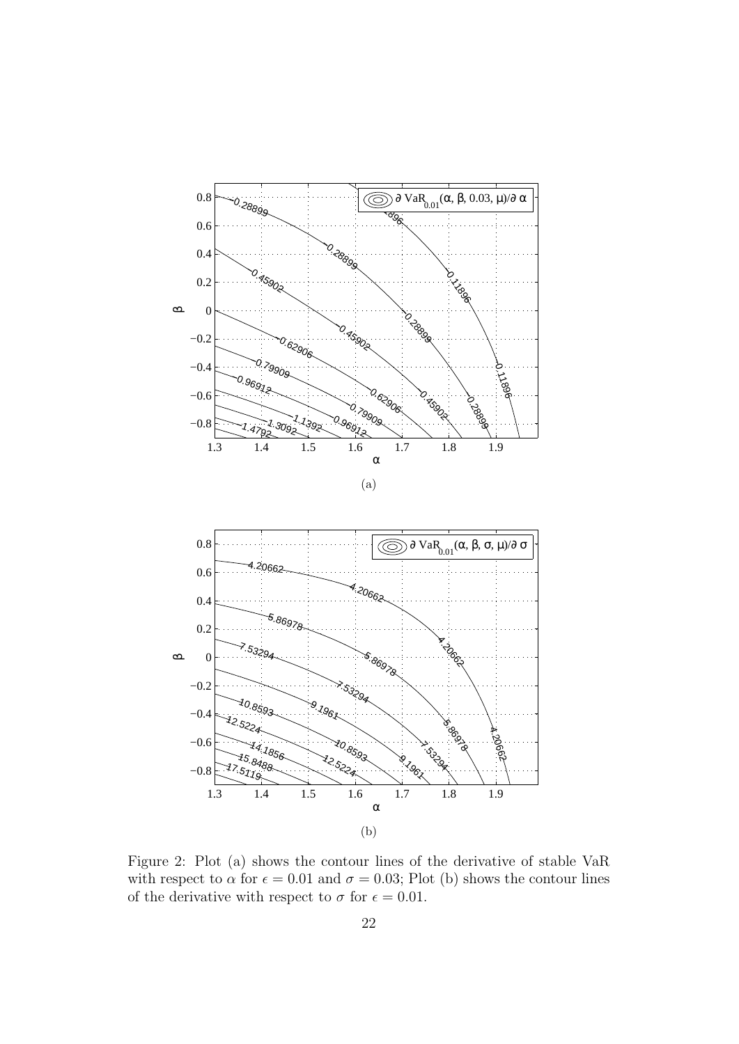(a)

(b)

Figure 2: Plot (a) shows the contour lines of the derivative of stable VaR with respect to $\alpha$ for $\epsilon = 0.01$ and $\sigma = 0.03$; Plot (b) shows the contour lines of the derivative with respect to $\sigma$ for $\epsilon = 0.01$.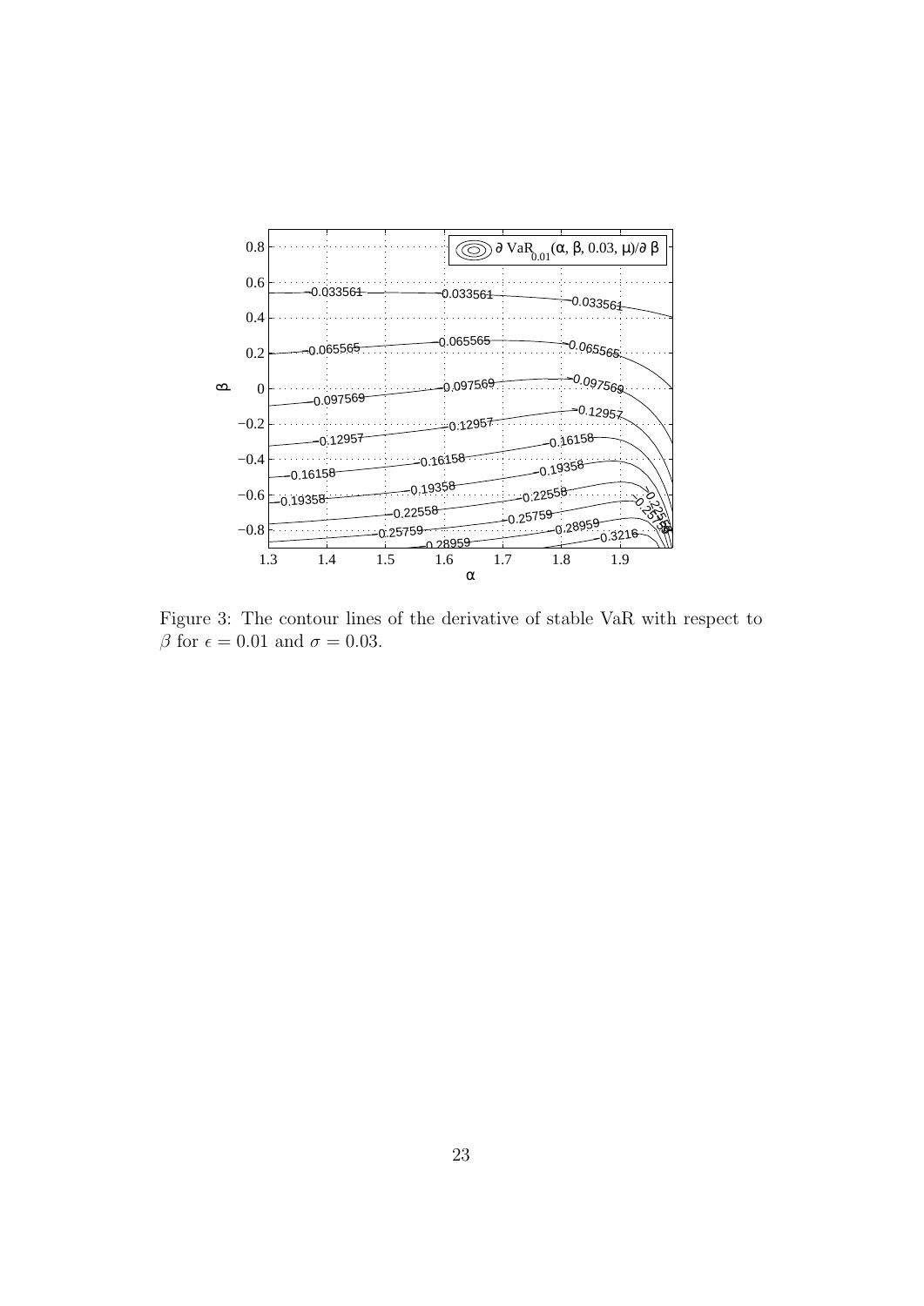Figure 3: The contour lines of the derivative of stable VaR with respect to $\beta$ for $\epsilon = 0.01$ and $\sigma = 0.03$.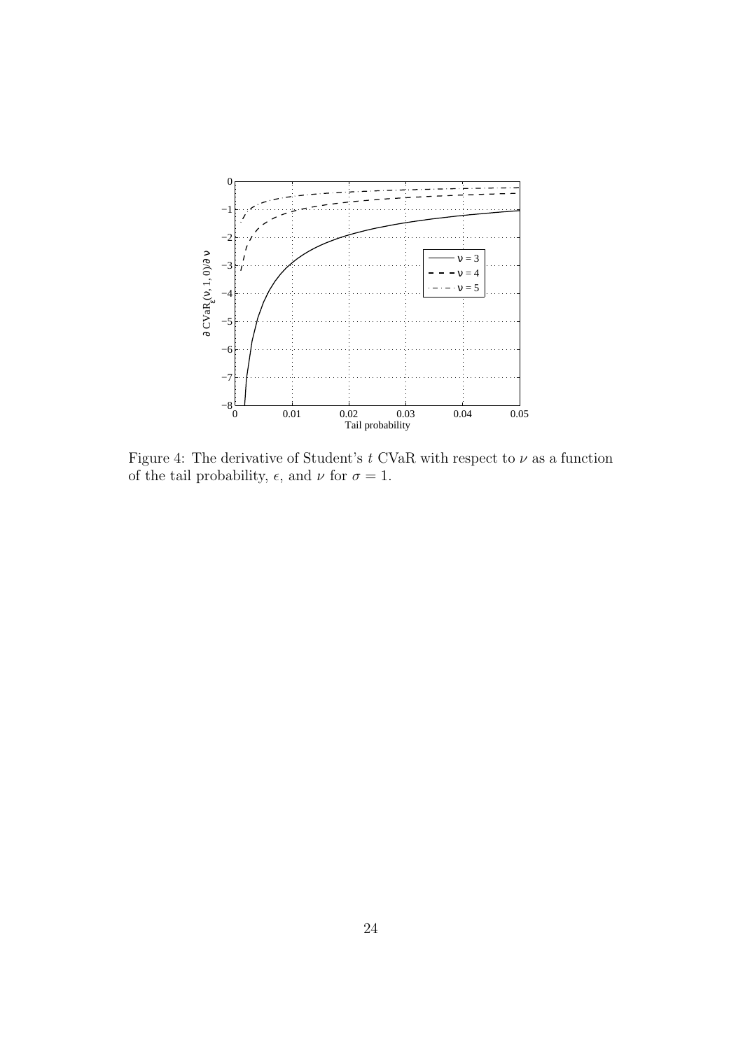Figure 4: The derivative of Student's $t$ CVaR with respect to $\nu$ as a function of the tail probability, $\epsilon$, and $\nu$ for $\sigma = 1$.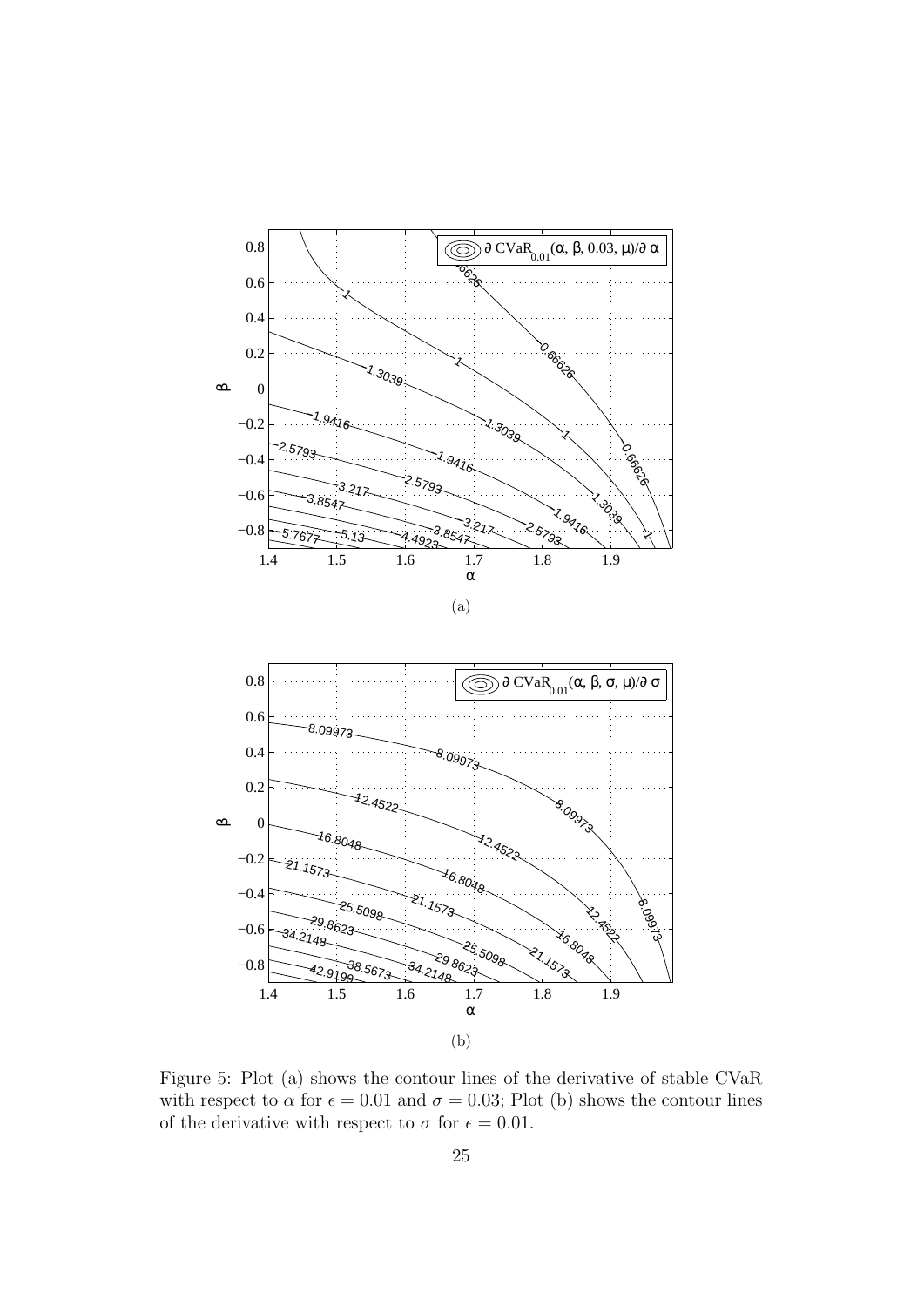(a)

(b)

Figure 5: Plot (a) shows the contour lines of the derivative of stable CVaR with respect to $\alpha$ for $\epsilon = 0.01$ and $\sigma = 0.03$; Plot (b) shows the contour lines of the derivative with respect to $\sigma$ for $\epsilon = 0.01$.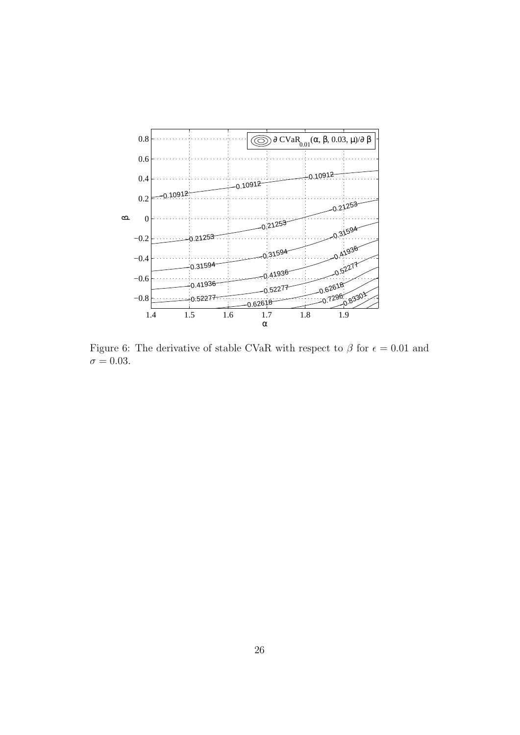Figure 6: The derivative of stable CVaR with respect to $\beta$ for $\epsilon = 0.01$ and $\sigma = 0.03$.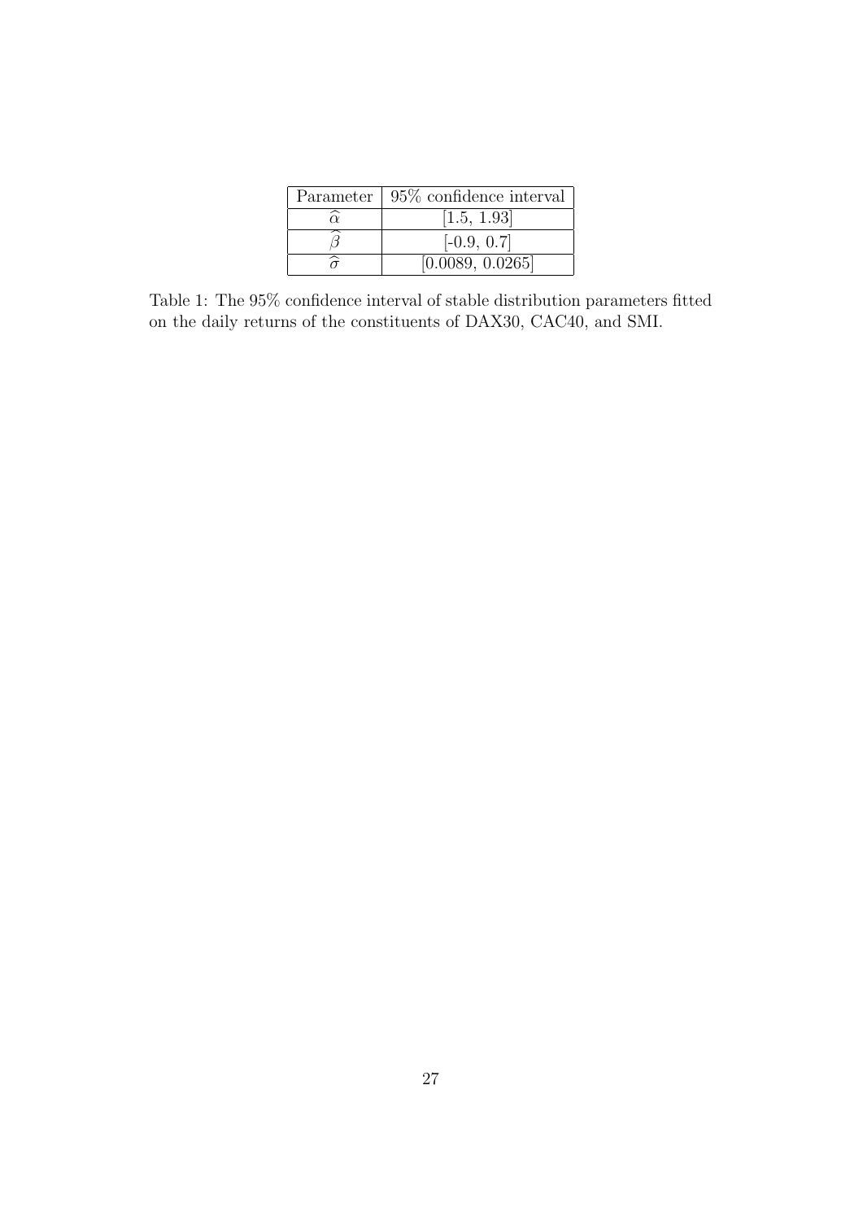| Parameter | 95% confidence interval |
| --- | --- |
| $\widehat{\alpha}$ | [1.5, 1.93] |
| $\widehat{\beta}$ | [-0.9, 0.7] |
| $\widehat{\sigma}$ | [0.0089, 0.0265] |

Table 1: The 95% confidence interval of stable distribution parameters fitted on the daily returns of the constituents of DAX30, CAC40, and SMI.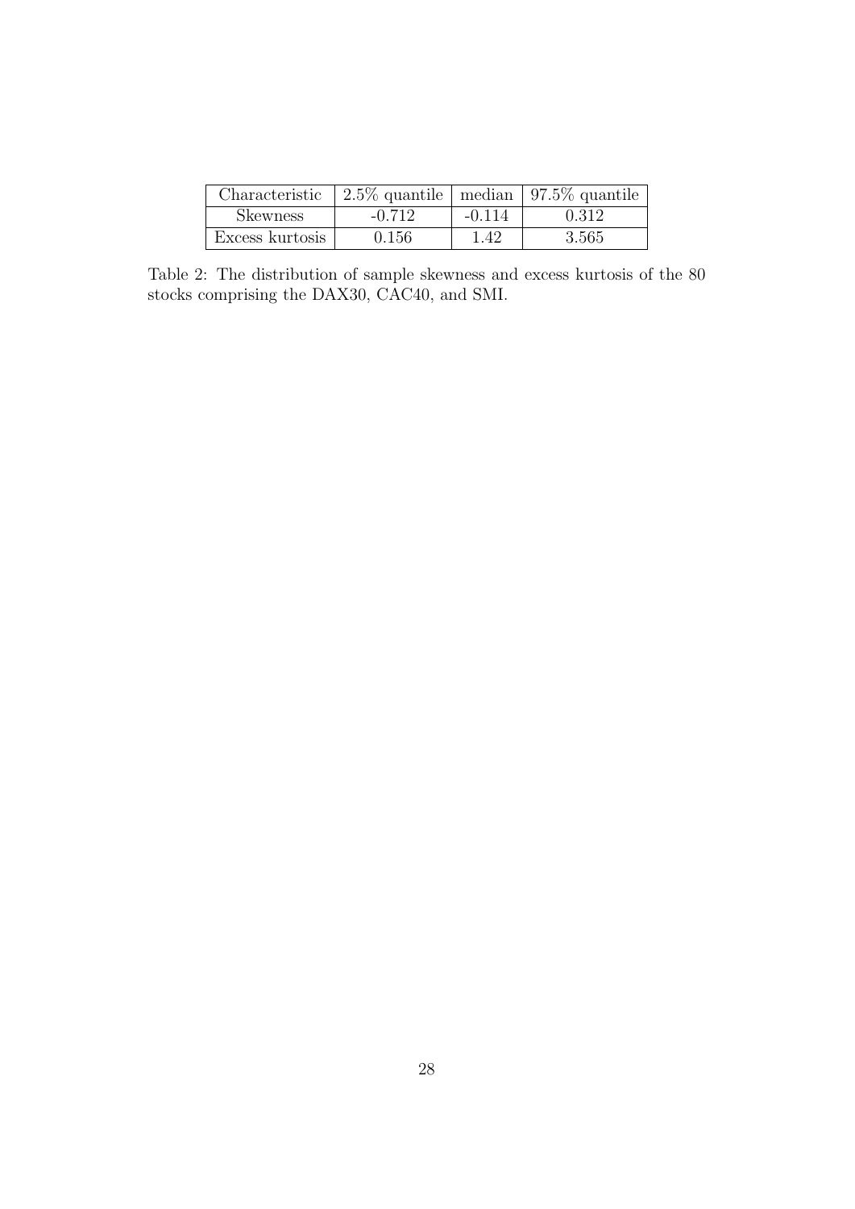| Characteristic | 2.5% quantile | median | 97.5% quantile |
| --- | --- | --- | --- |
| Skewness | -0.712 | -0.114 | 0.312 |
| Excess kurtosis | 0.156 | 1.42 | 3.565 |

Table 2: The distribution of sample skewness and excess kurtosis of the 80 stocks comprising the DAX30, CAC40, and SMI.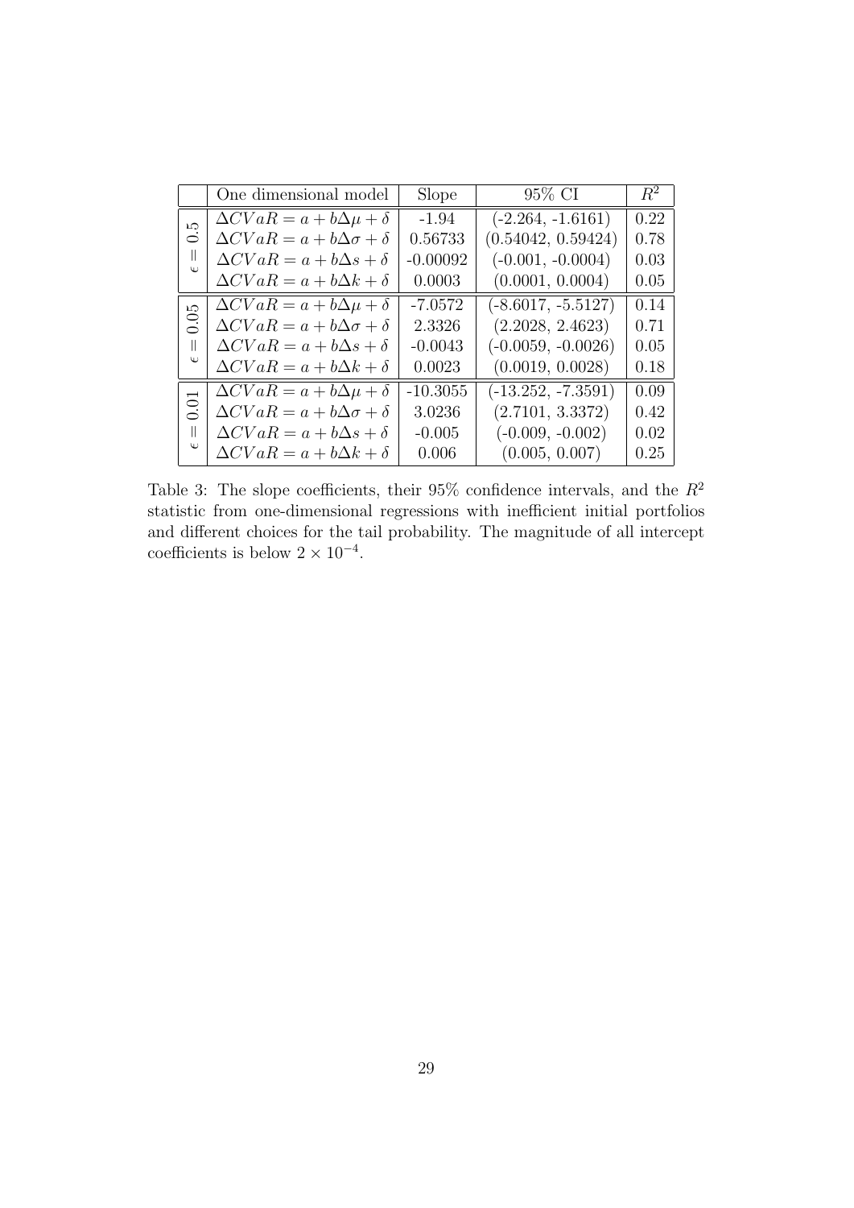|  | One dimensional model | Slope | 95% CI | $R^2$ |
|---|---|---|---|---|
| $\epsilon = 0.5$ | $\Delta CVaR = a + b\Delta\mu + \delta$ | -1.94 | (-2.264, -1.6161) | 0.22 |
|  | $\Delta CVaR = a + b\Delta\sigma + \delta$ | 0.56733 | (0.54042, 0.59424) | 0.78 |
|  | $\Delta CVaR = a + b\Delta s + \delta$ | -0.00092 | (-0.001, -0.0004) | 0.03 |
|  | $\Delta CVaR = a + b\Delta k + \delta$ | 0.0003 | (0.0001, 0.0004) | 0.05 |
| $\epsilon = 0.05$ | $\Delta CVaR = a + b\Delta\mu + \delta$ | -7.0572 | (-8.6017, -5.5127) | 0.14 |
|  | $\Delta CVaR = a + b\Delta\sigma + \delta$ | 2.3326 | (2.2028, 2.4623) | 0.71 |
|  | $\Delta CVaR = a + b\Delta s + \delta$ | -0.0043 | (-0.0059, -0.0026) | 0.05 |
|  | $\Delta CVaR = a + b\Delta k + \delta$ | 0.0023 | (0.0019, 0.0028) | 0.18 |
| $\epsilon = 0.01$ | $\Delta CVaR = a + b\Delta\mu + \delta$ | -10.3055 | (-13.252, -7.3591) | 0.09 |
|  | $\Delta CVaR = a + b\Delta\sigma + \delta$ | 3.0236 | (2.7101, 3.3372) | 0.42 |
|  | $\Delta CVaR = a + b\Delta s + \delta$ | -0.005 | (-0.009, -0.002) | 0.02 |
|  | $\Delta CVaR = a + b\Delta k + \delta$ | 0.006 | (0.005, 0.007) | 0.25 |

Table 3: The slope coefficients, their 95% confidence intervals, and the $R^2$ statistic from one-dimensional regressions with inefficient initial portfolios and different choices for the tail probability. The magnitude of all intercept coefficients is below $2 \times 10^{-4}$.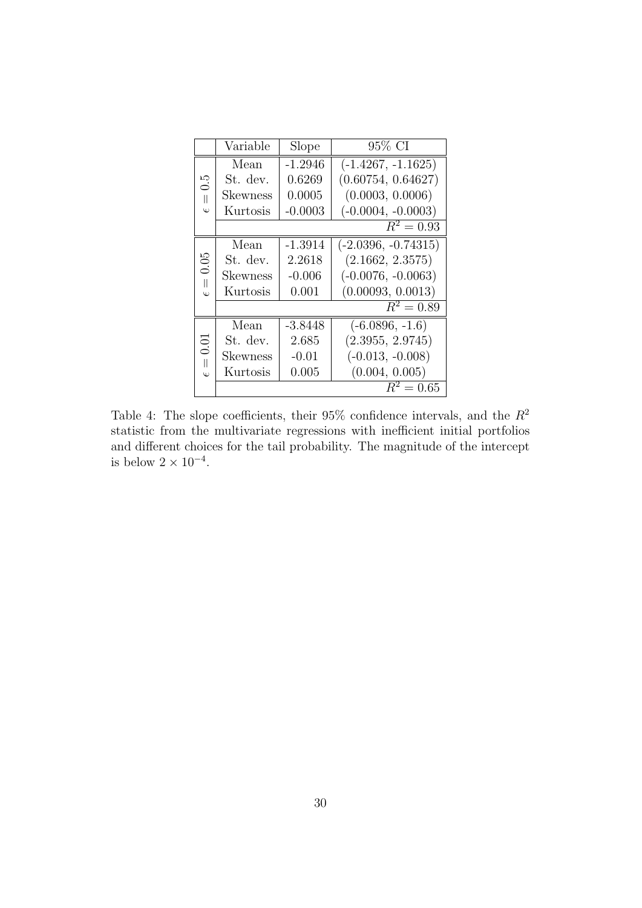| | Variable | Slope | 95% CI |
|---|---|---|---|
| $\epsilon = 0.5$ | Mean | -1.2946 | (-1.4267, -1.1625) |
| | St. dev. | 0.6269 | (0.60754, 0.64627) |
| | Skewness | 0.0005 | (0.0003, 0.0006) |
| | Kurtosis | -0.0003 | (-0.0004, -0.0003) |
| | | | $R^2 = 0.93$ |
| $\epsilon = 0.05$ | Mean | -1.3914 | (-2.0396, -0.74315) |
| | St. dev. | 2.2618 | (2.1662, 2.3575) |
| | Skewness | -0.006 | (-0.0076, -0.0063) |
| | Kurtosis | 0.001 | (0.00093, 0.0013) |
| | | | $R^2 = 0.89$ |
| $\epsilon = 0.01$ | Mean | -3.8448 | (-6.0896, -1.6) |
| | St. dev. | 2.685 | (2.3955, 2.9745) |
| | Skewness | -0.01 | (-0.013, -0.008) |
| | Kurtosis | 0.005 | (0.004, 0.005) |
| | | | $R^2 = 0.65$ |

Table 4: The slope coefficients, their 95% confidence intervals, and the $R^2$ statistic from the multivariate regressions with inefficient initial portfolios and different choices for the tail probability. The magnitude of the intercept is below $2 \times 10^{-4}$.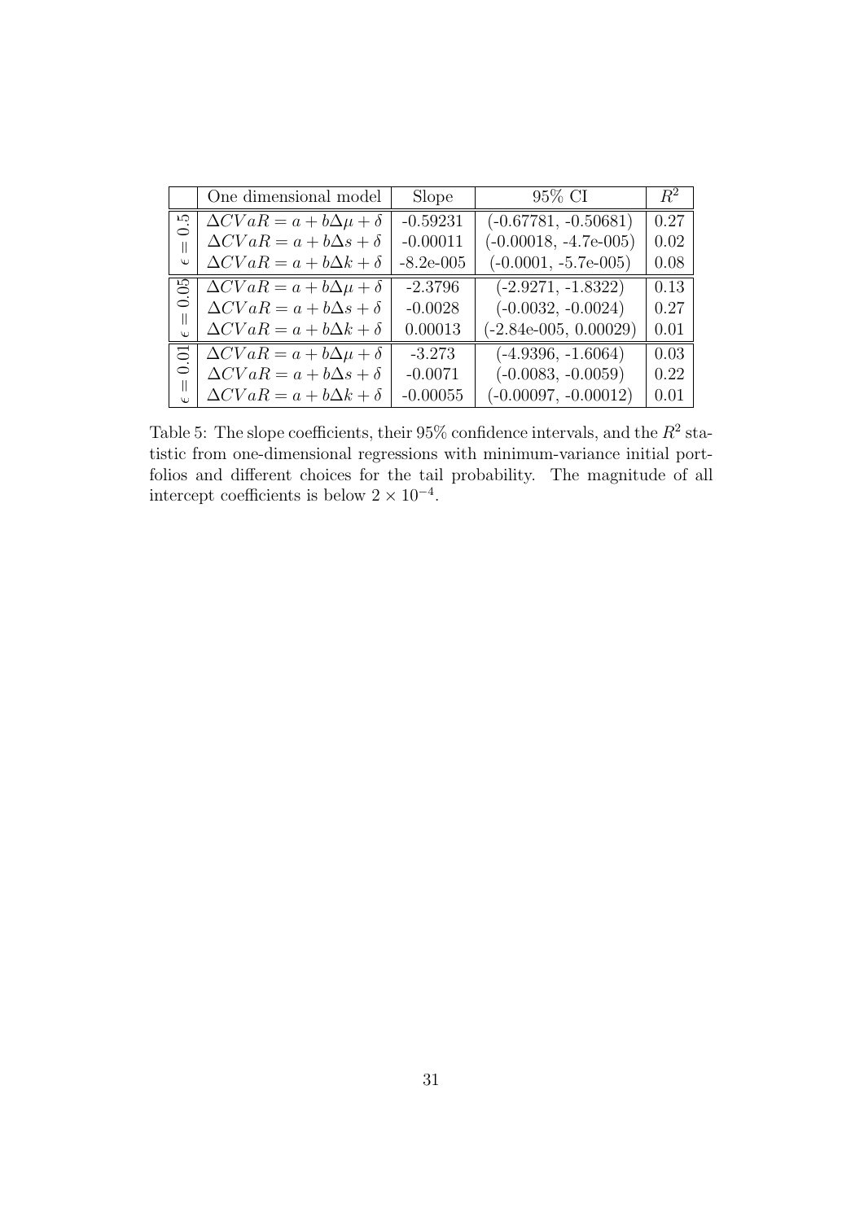|  | One dimensional model | Slope | 95% CI | $R^2$ |
|---|---|---|---|---|
| $\epsilon = 0.5$ | $\Delta CVaR = a + b\Delta\mu + \delta$ | -0.59231 | (-0.67781, -0.50681) | 0.27 |
|  | $\Delta CVaR = a + b\Delta s + \delta$ | -0.00011 | (-0.00018, -4.7e-005) | 0.02 |
|  | $\Delta CVaR = a + b\Delta k + \delta$ | -8.2e-005 | (-0.0001, -5.7e-005) | 0.08 |
| $\epsilon = 0.05$ | $\Delta CVaR = a + b\Delta\mu + \delta$ | -2.3796 | (-2.9271, -1.8322) | 0.13 |
|  | $\Delta CVaR = a + b\Delta s + \delta$ | -0.0028 | (-0.0032, -0.0024) | 0.27 |
|  | $\Delta CVaR = a + b\Delta k + \delta$ | 0.00013 | (-2.84e-005, 0.00029) | 0.01 |
| $\epsilon = 0.01$ | $\Delta CVaR = a + b\Delta\mu + \delta$ | -3.273 | (-4.9396, -1.6064) | 0.03 |
|  | $\Delta CVaR = a + b\Delta s + \delta$ | -0.0071 | (-0.0083, -0.0059) | 0.22 |
|  | $\Delta CVaR = a + b\Delta k + \delta$ | -0.00055 | (-0.00097, -0.00012) | 0.01 |

Table 5: The slope coefficients, their 95% confidence intervals, and the $R^2$ statistic from one-dimensional regressions with minimum-variance initial portfolios and different choices for the tail probability. The magnitude of all intercept coefficients is below $2 \times 10^{-4}$.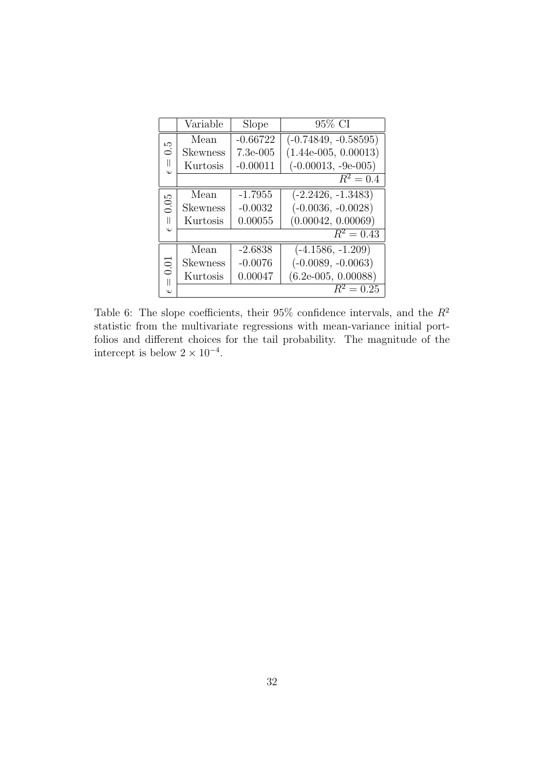| | Variable | Slope | 95% CI |
|---|---|---|---|
| $\epsilon = 0.5$ | Mean | -0.66722 | (-0.74849, -0.58595) |
| | Skewness | 7.3e-005 | (1.44e-005, 0.00013) |
| | Kurtosis | -0.00011 | (-0.00013, -9e-005) |
| | | | $R^2 = 0.4$ |
| $\epsilon = 0.05$ | Mean | -1.7955 | (-2.2426, -1.3483) |
| | Skewness | -0.0032 | (-0.0036, -0.0028) |
| | Kurtosis | 0.00055 | (0.00042, 0.00069) |
| | | | $R^2 = 0.43$ |
| $\epsilon = 0.01$ | Mean | -2.6838 | (-4.1586, -1.209) |
| | Skewness | -0.0076 | (-0.0089, -0.0063) |
| | Kurtosis | 0.00047 | (6.2e-005, 0.00088) |
| | | | $R^2 = 0.25$ |

Table 6: The slope coefficients, their 95% confidence intervals, and the $R^2$ statistic from the multivariate regressions with mean-variance initial portfolios and different choices for the tail probability. The magnitude of the intercept is below $2 \times 10^{-4}$.